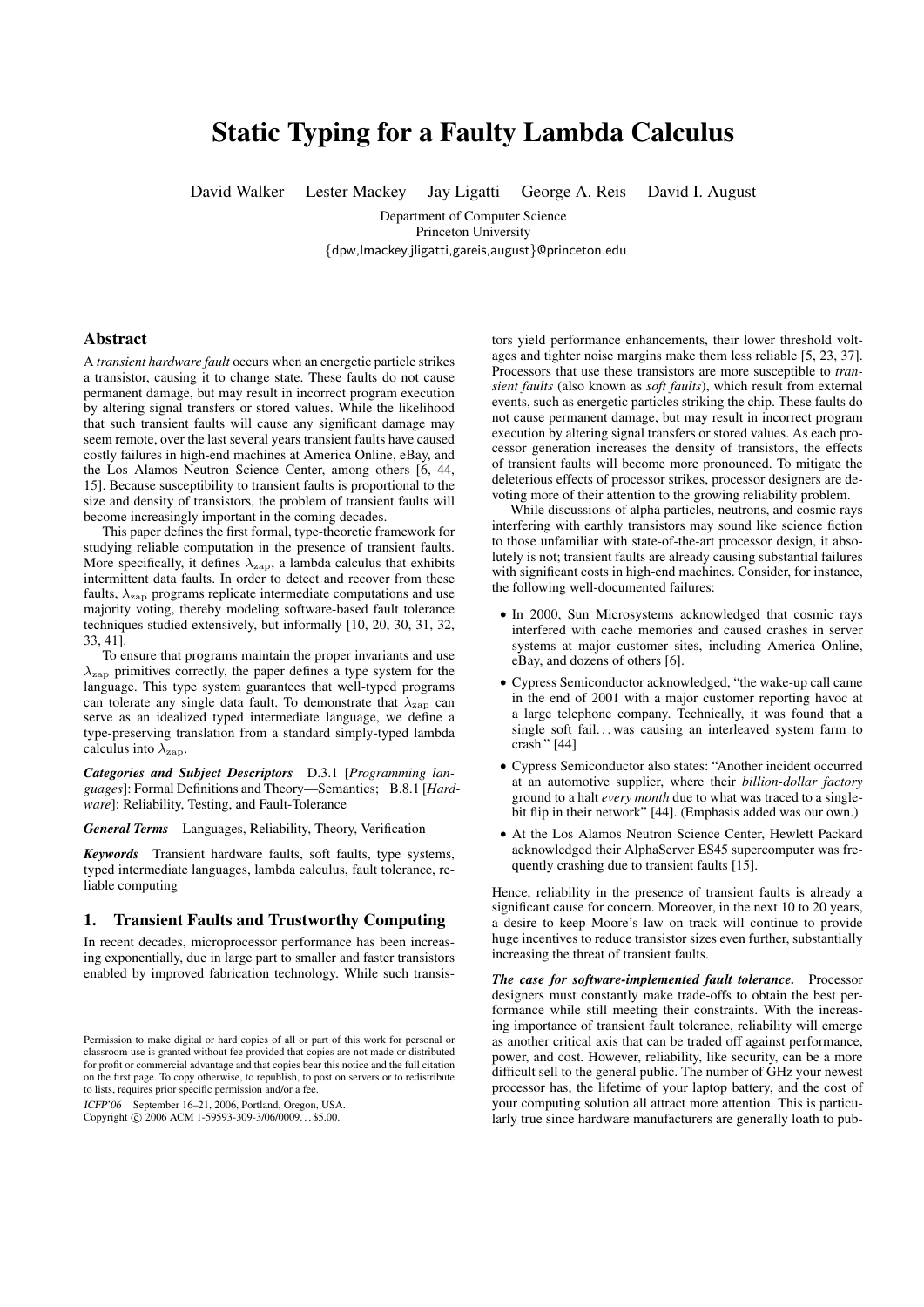# Static Typing for a Faulty Lambda Calculus

David Walker Lester Mackey Jay Ligatti George A. Reis David I. August

Department of Computer Science
Princeton University
{dpw,lmackey,jligatti,gareis,august}@princeton.edu

## Abstract

A *transient hardware fault* occurs when an energetic particle strikes a transistor, causing it to change state. These faults do not cause permanent damage, but may result in incorrect program execution by altering signal transfers or stored values. While the likelihood that such transient faults will cause any significant damage may seem remote, over the last several years transient faults have caused costly failures in high-end machines at America Online, eBay, and the Los Alamos Neutron Science Center, among others [6, 44, 15]. Because susceptibility to transient faults is proportional to the size and density of transistors, the problem of transient faults will become increasingly important in the coming decades.

This paper defines the first formal, type-theoretic framework for studying reliable computation in the presence of transient faults. More specifically, it defines $\lambda_{\rm zap}$, a lambda calculus that exhibits intermittent data faults. In order to detect and recover from these faults, $\lambda_{\rm zap}$ programs replicate intermediate computations and use majority voting, thereby modeling software-based fault tolerance techniques studied extensively, but informally [10, 20, 30, 31, 32, 33, 41].

To ensure that programs maintain the proper invariants and use $\lambda_{\rm zap}$ primitives correctly, the paper defines a type system for the language. This type system guarantees that well-typed programs can tolerate any single data fault. To demonstrate that $\lambda_{\rm zap}$ can serve as an idealized typed intermediate language, we define a type-preserving translation from a standard simply-typed lambda calculus into $\lambda_{\rm zap}$.

***Categories and Subject Descriptors*** D.3.1 [*Programming languages*]: Formal Definitions and Theory—Semantics; B.8.1 [*Hardware*]: Reliability, Testing, and Fault-Tolerance

***General Terms*** Languages, Reliability, Theory, Verification

***Keywords*** Transient hardware faults, soft faults, type systems, typed intermediate languages, lambda calculus, fault tolerance, reliable computing

## 1. Transient Faults and Trustworthy Computing

In recent decades, microprocessor performance has been increasing exponentially, due in large part to smaller and faster transistors enabled by improved fabrication technology. While such transistors yield performance enhancements, their lower threshold voltages and tighter noise margins make them less reliable [5, 23, 37]. Processors that use these transistors are more susceptible to *transient faults* (also known as *soft faults*), which result from external events, such as energetic particles striking the chip. These faults do not cause permanent damage, but may result in incorrect program execution by altering signal transfers or stored values. As each processor generation increases the density of transistors, the effects of transient faults will become more pronounced. To mitigate the deleterious effects of processor strikes, processor designers are devoting more of their attention to the growing reliability problem.

While discussions of alpha particles, neutrons, and cosmic rays interfering with earthly transistors may sound like science fiction to those unfamiliar with state-of-the-art processor design, it absolutely is not; transient faults are already causing substantial failures with significant costs in high-end machines. Consider, for instance, the following well-documented failures:

- In 2000, Sun Microsystems acknowledged that cosmic rays interfered with cache memories and caused crashes in server systems at major customer sites, including America Online, eBay, and dozens of others [6].
- Cypress Semiconductor acknowledged, "the wake-up call came in the end of 2001 with a major customer reporting havoc at a large telephone company. Technically, it was found that a single soft fail. . . was causing an interleaved system farm to crash." [44]
- Cypress Semiconductor also states: "Another incident occurred at an automotive supplier, where their *billion-dollar factory* ground to a halt *every month* due to what was traced to a single-bit flip in their network" [44]. (Emphasis added was our own.)
- At the Los Alamos Neutron Science Center, Hewlett Packard acknowledged their AlphaServer ES45 supercomputer was frequently crashing due to transient faults [15].

Hence, reliability in the presence of transient faults is already a significant cause for concern. Moreover, in the next 10 to 20 years, a desire to keep Moore's law on track will continue to provide huge incentives to reduce transistor sizes even further, substantially increasing the threat of transient faults.

***The case for software-implemented fault tolerance.*** Processor designers must constantly make trade-offs to obtain the best performance while still meeting their constraints. With the increasing importance of transient fault tolerance, reliability will emerge as another critical axis that can be traded off against performance, power, and cost. However, reliability, like security, can be a more difficult sell to the general public. The number of GHz your newest processor has, the lifetime of your laptop battery, and the cost of your computing solution all attract more attention. This is particularly true since hardware manufacturers are generally loath to pub-

Permission to make digital or hard copies of all or part of this work for personal or classroom use is granted without fee provided that copies are not made or distributed for profit or commercial advantage and that copies bear this notice and the full citation on the first page. To copy otherwise, to republish, to post on servers or to redistribute to lists, requires prior specific permission and/or a fee.

*ICFP'06* September 16–21, 2006, Portland, Oregon, USA.
Copyright © 2006 ACM 1-59593-309-3/06/0009. . . $5.00.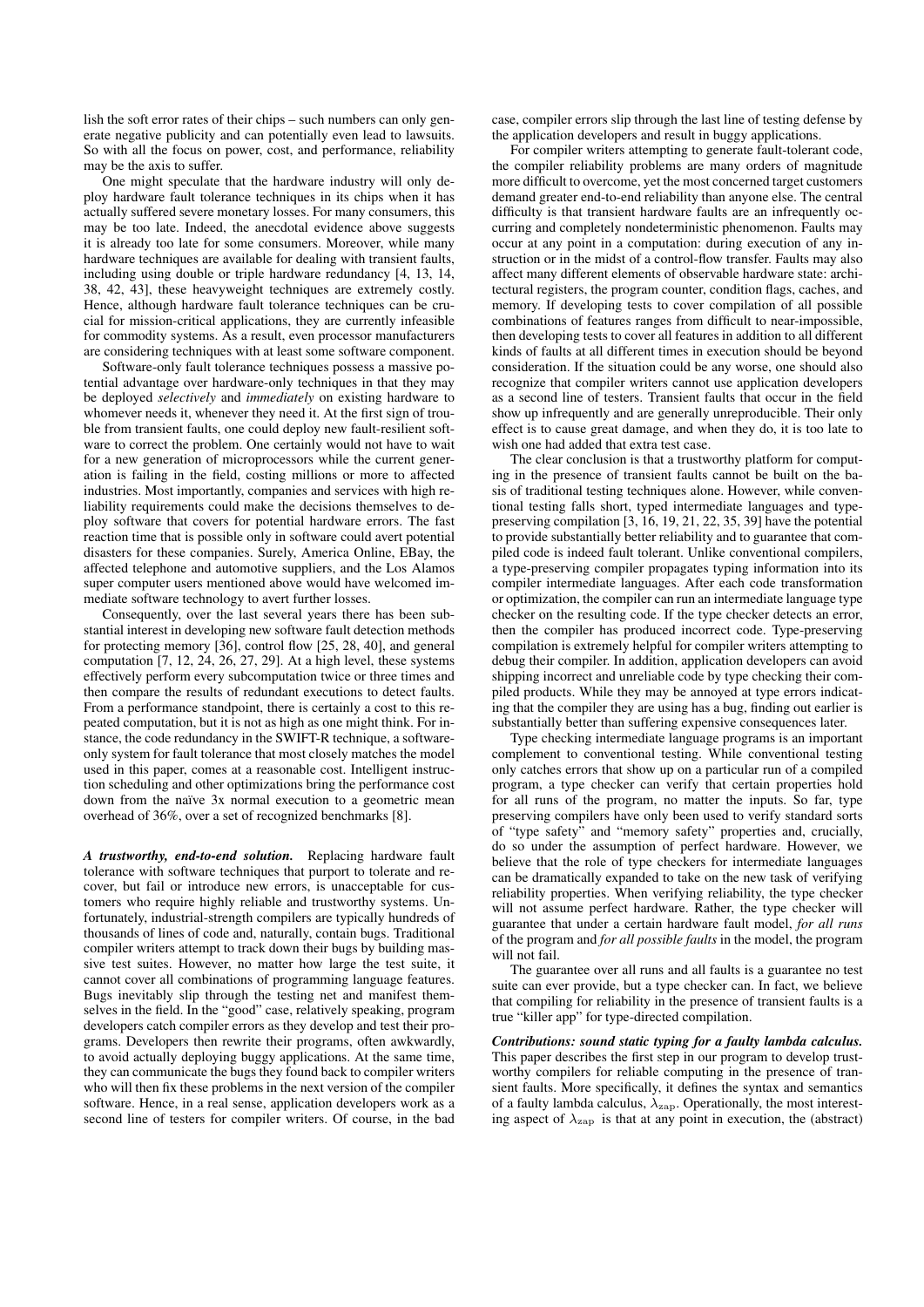lish the soft error rates of their chips – such numbers can only generate negative publicity and can potentially even lead to lawsuits. So with all the focus on power, cost, and performance, reliability may be the axis to suffer.

One might speculate that the hardware industry will only deploy hardware fault tolerance techniques in its chips when it has actually suffered severe monetary losses. For many consumers, this may be too late. Indeed, the anecdotal evidence above suggests it is already too late for some consumers. Moreover, while many hardware techniques are available for dealing with transient faults, including using double or triple hardware redundancy [4, 13, 14, 38, 42, 43], these heavyweight techniques are extremely costly. Hence, although hardware fault tolerance techniques can be crucial for mission-critical applications, they are currently infeasible for commodity systems. As a result, even processor manufacturers are considering techniques with at least some software component.

Software-only fault tolerance techniques possess a massive potential advantage over hardware-only techniques in that they may be deployed *selectively* and *immediately* on existing hardware to whomever needs it, whenever they need it. At the first sign of trouble from transient faults, one could deploy new fault-resilient software to correct the problem. One certainly would not have to wait for a new generation of microprocessors while the current generation is failing in the field, costing millions or more to affected industries. Most importantly, companies and services with high reliability requirements could make the decisions themselves to deploy software that covers for potential hardware errors. The fast reaction time that is possible only in software could avert potential disasters for these companies. Surely, America Online, EBay, the affected telephone and automotive suppliers, and the Los Alamos super computer users mentioned above would have welcomed immediate software technology to avert further losses.

Consequently, over the last several years there has been substantial interest in developing new software fault detection methods for protecting memory [36], control flow [25, 28, 40], and general computation [7, 12, 24, 26, 27, 29]. At a high level, these systems effectively perform every subcomputation twice or three times and then compare the results of redundant executions to detect faults. From a performance standpoint, there is certainly a cost to this repeated computation, but it is not as high as one might think. For instance, the code redundancy in the SWIFT-R technique, a software-only system for fault tolerance that most closely matches the model used in this paper, comes at a reasonable cost. Intelligent instruction scheduling and other optimizations bring the performance cost down from the naïve 3x normal execution to a geometric mean overhead of 36%, over a set of recognized benchmarks [8].

***A trustworthy, end-to-end solution.*** Replacing hardware fault tolerance with software techniques that purport to tolerate and recover, but fail or introduce new errors, is unacceptable for customers who require highly reliable and trustworthy systems. Unfortunately, industrial-strength compilers are typically hundreds of thousands of lines of code and, naturally, contain bugs. Traditional compiler writers attempt to track down their bugs by building massive test suites. However, no matter how large the test suite, it cannot cover all combinations of programming language features. Bugs inevitably slip through the testing net and manifest themselves in the field. In the "good" case, relatively speaking, program developers catch compiler errors as they develop and test their programs. Developers then rewrite their programs, often awkwardly, to avoid actually deploying buggy applications. At the same time, they can communicate the bugs they found back to compiler writers who will then fix these problems in the next version of the compiler software. Hence, in a real sense, application developers work as a second line of testers for compiler writers. Of course, in the bad case, compiler errors slip through the last line of testing defense by the application developers and result in buggy applications.

For compiler writers attempting to generate fault-tolerant code, the compiler reliability problems are many orders of magnitude more difficult to overcome, yet the most concerned target customers demand greater end-to-end reliability than anyone else. The central difficulty is that transient hardware faults are an infrequently occurring and completely nondeterministic phenomenon. Faults may occur at any point in a computation: during execution of any instruction or in the midst of a control-flow transfer. Faults may also affect many different elements of observable hardware state: architectural registers, the program counter, condition flags, caches, and memory. If developing tests to cover compilation of all possible combinations of features ranges from difficult to near-impossible, then developing tests to cover all features in addition to all different kinds of faults at all different times in execution should be beyond consideration. If the situation could be any worse, one should also recognize that compiler writers cannot use application developers as a second line of testers. Transient faults that occur in the field show up infrequently and are generally unreproducible. Their only effect is to cause great damage, and when they do, it is too late to wish one had added that extra test case.

The clear conclusion is that a trustworthy platform for computing in the presence of transient faults cannot be built on the basis of traditional testing techniques alone. However, while conventional testing falls short, typed intermediate languages and type-preserving compilation [3, 16, 19, 21, 22, 35, 39] have the potential to provide substantially better reliability and to guarantee that compiled code is indeed fault tolerant. Unlike conventional compilers, a type-preserving compiler propagates typing information into its compiler intermediate languages. After each code transformation or optimization, the compiler can run an intermediate language type checker on the resulting code. If the type checker detects an error, then the compiler has produced incorrect code. Type-preserving compilation is extremely helpful for compiler writers attempting to debug their compiler. In addition, application developers can avoid shipping incorrect and unreliable code by type checking their compiled products. While they may be annoyed at type errors indicating that the compiler they are using has a bug, finding out earlier is substantially better than suffering expensive consequences later.

Type checking intermediate language programs is an important complement to conventional testing. While conventional testing only catches errors that show up on a particular run of a compiled program, a type checker can verify that certain properties hold for all runs of the program, no matter the inputs. So far, type preserving compilers have only been used to verify standard sorts of "type safety" and "memory safety" properties and, crucially, do so under the assumption of perfect hardware. However, we believe that the role of type checkers for intermediate languages can be dramatically expanded to take on the new task of verifying reliability properties. When verifying reliability, the type checker will not assume perfect hardware. Rather, the type checker will guarantee that under a certain hardware fault model, *for all runs* of the program and *for all possible faults* in the model, the program will not fail.

The guarantee over all runs and all faults is a guarantee no test suite can ever provide, but a type checker can. In fact, we believe that compiling for reliability in the presence of transient faults is a true "killer app" for type-directed compilation.

***Contributions: sound static typing for a faulty lambda calculus.*** This paper describes the first step in our program to develop trustworthy compilers for reliable computing in the presence of transient faults. More specifically, it defines the syntax and semantics of a faulty lambda calculus, $\lambda_{\mathrm{zap}}$. Operationally, the most interesting aspect of $\lambda_{\mathrm{zap}}$ is that at any point in execution, the (abstract)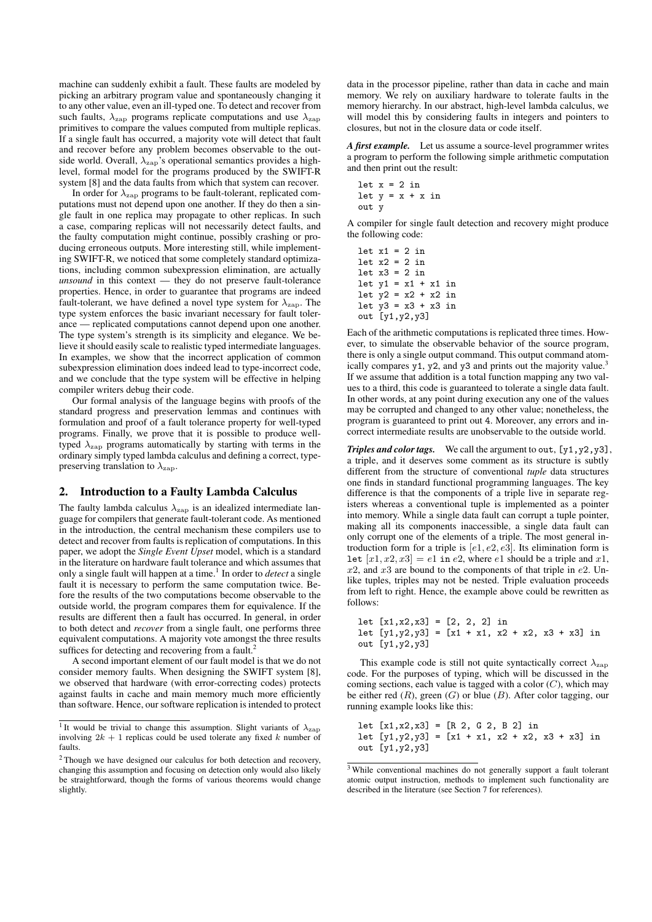machine can suddenly exhibit a fault. These faults are modeled by picking an arbitrary program value and spontaneously changing it to any other value, even an ill-typed one. To detect and recover from such faults, $\lambda_{\rm zap}$ programs replicate computations and use $\lambda_{\rm zap}$ primitives to compare the values computed from multiple replicas. If a single fault has occurred, a majority vote will detect that fault and recover before any problem becomes observable to the outside world. Overall, $\lambda_{\rm zap}$'s operational semantics provides a high-level, formal model for the programs produced by the SWIFT-R system [8] and the data faults from which that system can recover.

In order for $\lambda_{\rm zap}$ programs to be fault-tolerant, replicated computations must not depend upon one another. If they do then a single fault in one replica may propagate to other replicas. In such a case, comparing replicas will not necessarily detect faults, and the faulty computation might continue, possibly crashing or producing erroneous outputs. More interesting still, while implementing SWIFT-R, we noticed that some completely standard optimizations, including common subexpression elimination, are actually *unsound* in this context — they do not preserve fault-tolerance properties. Hence, in order to guarantee that programs are indeed fault-tolerant, we have defined a novel type system for $\lambda_{\rm zap}$. The type system enforces the basic invariant necessary for fault tolerance — replicated computations cannot depend upon one another. The type system's strength is its simplicity and elegance. We believe it should easily scale to realistic typed intermediate languages. In examples, we show that the incorrect application of common subexpression elimination does indeed lead to type-incorrect code, and we conclude that the type system will be effective in helping compiler writers debug their code.

Our formal analysis of the language begins with proofs of the standard progress and preservation lemmas and continues with formulation and proof of a fault tolerance property for well-typed programs. Finally, we prove that it is possible to produce well-typed $\lambda_{\rm zap}$ programs automatically by starting with terms in the ordinary simply typed lambda calculus and defining a correct, type-preserving translation to $\lambda_{\rm zap}$.

## 2. Introduction to a Faulty Lambda Calculus

The faulty lambda calculus $\lambda_{\rm zap}$ is an idealized intermediate language for compilers that generate fault-tolerant code. As mentioned in the introduction, the central mechanism these compilers use to detect and recover from faults is replication of computations. In this paper, we adopt the *Single Event Upset* model, which is a standard in the literature on hardware fault tolerance and which assumes that only a single fault will happen at a time.[1] In order to *detect* a single fault it is necessary to perform the same computation twice. Before the results of the two computations become observable to the outside world, the program compares them for equivalence. If the results are different then a fault has occurred. In general, in order to both detect and *recover* from a single fault, one performs three equivalent computations. A majority vote amongst the three results suffices for detecting and recovering from a fault.[2]

A second important element of our fault model is that we do not consider memory faults. When designing the SWIFT system [8], we observed that hardware (with error-correcting codes) protects against faults in cache and main memory much more efficiently than software. Hence, our software replication is intended to protect data in the processor pipeline, rather than data in cache and main memory. We rely on auxiliary hardware to tolerate faults in the memory hierarchy. In our abstract, high-level lambda calculus, we will model this by considering faults in integers and pointers to closures, but not in the closure data or code itself.

***A first example.*** Let us assume a source-level programmer writes a program to perform the following simple arithmetic computation and then print out the result:

```
let x = 2 in
let y = x + x in
out y
```

A compiler for single fault detection and recovery might produce the following code:

```
let x1 = 2 in
let x2 = 2 in
let x3 = 2 in
let y1 = x1 + x1 in
let y2 = x2 + x2 in
let y3 = x3 + x3 in
out [y1,y2,y3]
```

Each of the arithmetic computations is replicated three times. However, to simulate the observable behavior of the source program, there is only a single output command. This output command atomically compares y1, y2, and y3 and prints out the majority value.[3] If we assume that addition is a total function mapping any two values to a third, this code is guaranteed to tolerate a single data fault. In other words, at any point during execution any one of the values may be corrupted and changed to any other value; nonetheless, the program is guaranteed to print out 4. Moreover, any errors and incorrect intermediate results are unobservable to the outside world.

***Triples and color tags.*** We call the argument to out, [y1,y2,y3], a triple, and it deserves some comment as its structure is subtly different from the structure of conventional *tuple* data structures one finds in standard functional programming languages. The key difference is that the components of a triple live in separate registers whereas a conventional tuple is implemented as a pointer into memory. While a single data fault can corrupt a tuple pointer, making all its components inaccessible, a single data fault can only corrupt one of the elements of a triple. The most general introduction form for a triple is $[e1, e2, e3]$. Its elimination form is let $[x1, x2, x3] = e1$ in $e2$, where $e1$ should be a triple and $x1$, $x2$, and $x3$ are bound to the components of that triple in $e2$. Unlike tuples, triples may not be nested. Triple evaluation proceeds from left to right. Hence, the example above could be rewritten as follows:

```
let [x1,x2,x3] = [2, 2, 2] in
let [y1,y2,y3] = [x1 + x1, x2 + x2, x3 + x3] in
out [y1,y2,y3]
```

This example code is still not quite syntactically correct $\lambda_{\rm zap}$ code. For the purposes of typing, which will be discussed in the coming sections, each value is tagged with a color ($C$), which may be either red ($R$), green ($G$) or blue ($B$). After color tagging, our running example looks like this:

```
let [x1,x2,x3] = [R 2, G 2, B 2] in
let [y1,y2,y3] = [x1 + x1, x2 + x2, x3 + x3] in
out [y1,y2,y3]
```

[1] It would be trivial to change this assumption. Slight variants of $\lambda_{\rm zap}$ involving $2k + 1$ replicas could be used tolerate any fixed $k$ number of faults.

[2] Though we have designed our calculus for both detection and recovery, changing this assumption and focusing on detection only would also likely be straightforward, though the forms of various theorems would change slightly.

[3] While conventional machines do not generally support a fault tolerant atomic output instruction, methods to implement such functionality are described in the literature (see Section 7 for references).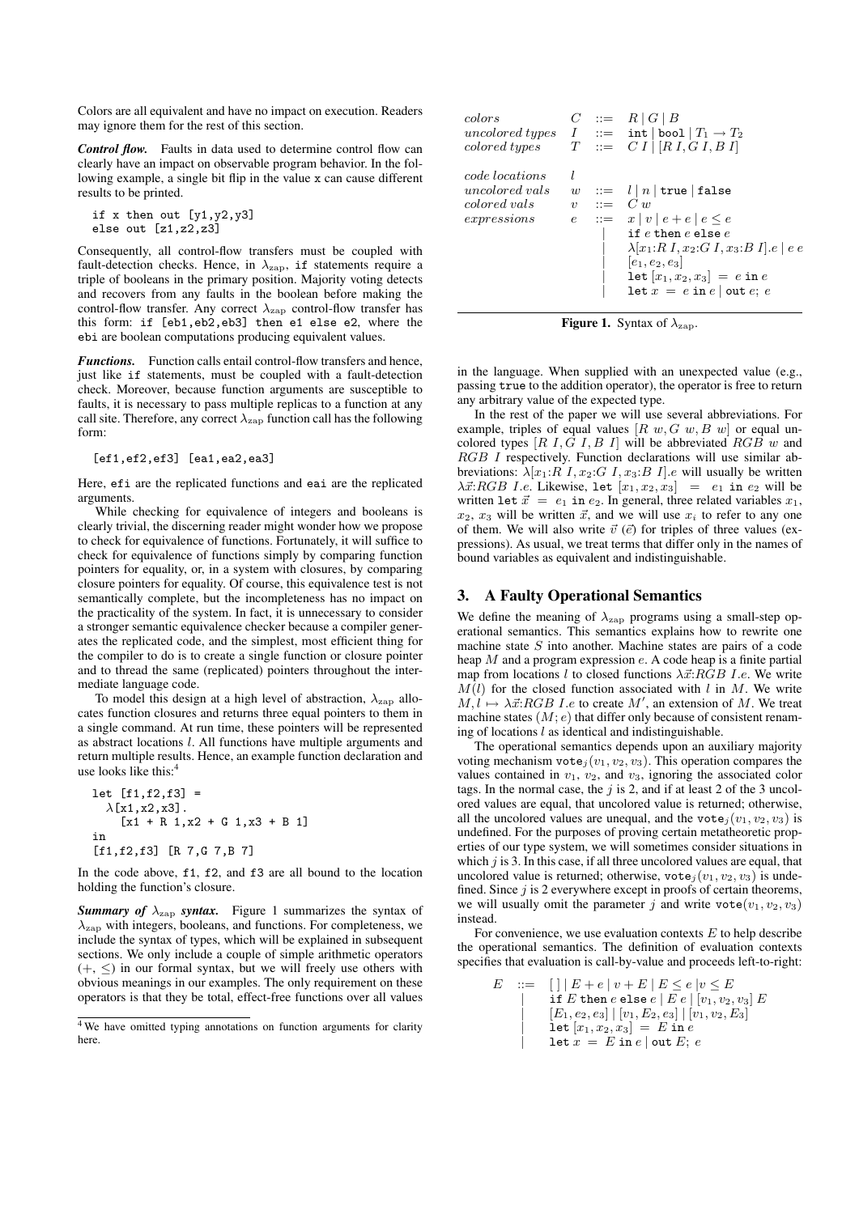Colors are all equivalent and have no impact on execution. Readers may ignore them for the rest of this section.

***Control flow.*** Faults in data used to determine control flow can clearly have an impact on observable program behavior. In the following example, a single bit flip in the value x can cause different results to be printed.

```
if x then out [y1,y2,y3]
else out [z1,z2,z3]
```

Consequently, all control-flow transfers must be coupled with fault-detection checks. Hence, in $\lambda_{\text{zap}}$, if statements require a triple of booleans in the primary position. Majority voting detects and recovers from any faults in the boolean before making the control-flow transfer. Any correct $\lambda_{\text{zap}}$ control-flow transfer has this form: `if [eb1,eb2,eb3] then e1 else e2`, where the ebi are boolean computations producing equivalent values.

***Functions.*** Function calls entail control-flow transfers and hence, just like if statements, must be coupled with a fault-detection check. Moreover, because function arguments are susceptible to faults, it is necessary to pass multiple replicas to a function at any call site. Therefore, any correct $\lambda_{\text{zap}}$ function call has the following form:

```
[ef1,ef2,ef3] [ea1,ea2,ea3]
```

Here, efi are the replicated functions and eai are the replicated arguments.

While checking for equivalence of integers and booleans is clearly trivial, the discerning reader might wonder how we propose to check for equivalence of functions. Fortunately, it will suffice to check for equivalence of functions simply by comparing function pointers for equality, or, in a system with closures, by comparing closure pointers for equality. Of course, this equivalence test is not semantically complete, but the incompleteness has no impact on the practicality of the system. In fact, it is unnecessary to consider a stronger semantic equivalence checker because a compiler generates the replicated code, and the simplest, most efficient thing for the compiler to do is to create a single function or closure pointer and to thread the same (replicated) pointers throughout the intermediate language code.

To model this design at a high level of abstraction, $\lambda_{\text{zap}}$ allocates function closures and returns three equal pointers to them in a single command. At run time, these pointers will be represented as abstract locations $l$. All functions have multiple arguments and return multiple results. Hence, an example function declaration and use looks like this:[4]

```
let [f1,f2,f3] =
  λ[x1,x2,x3].
    [x1 + R 1,x2 + G 1,x3 + B 1]
in
[f1,f2,f3] [R 7,G 7,B 7]
```

In the code above, f1, f2, and f3 are all bound to the location holding the function's closure.

***Summary of $\lambda_{\text{zap}}$ syntax.*** Figure 1 summarizes the syntax of $\lambda_{\text{zap}}$ with integers, booleans, and functions. For completeness, we include the syntax of types, which will be explained in subsequent sections. We only include a couple of simple arithmetic operators ($+, \leq$) in our formal syntax, but we will freely use others with obvious meanings in our examples. The only requirement on these operators is that they be total, effect-free functions over all values

[4] We have omitted typing annotations on function arguments for clarity here.

$$
\begin{array}{llcl}
\textit{colors} & C & ::= & R \mid G \mid B \\
\textit{uncolored types} & I & ::= & \texttt{int} \mid \texttt{bool} \mid T_1 \rightarrow T_2 \\
\textit{colored types} & T & ::= & C\ I \mid [R\ I, G\ I, B\ I] \\
\\
\textit{code locations} & l & & \\
\textit{uncolored vals} & w & ::= & l \mid n \mid \texttt{true} \mid \texttt{false} \\
\textit{colored vals} & v & ::= & C\ w \\
\textit{expressions} & e & ::= & x \mid v \mid e + e \mid e \leq e \\
 & & \mid & \texttt{if}\ e\ \texttt{then}\ e\ \texttt{else}\ e \\
 & & \mid & \lambda[x_1{:}R\ I, x_2{:}G\ I, x_3{:}B\ I].e \mid e\ e \\
 & & \mid & [e_1, e_2, e_3] \\
 & & \mid & \texttt{let}\ [x_1, x_2, x_3]\ =\ e\ \texttt{in}\ e \\
 & & \mid & \texttt{let}\ x\ =\ e\ \texttt{in}\ e \mid \texttt{out}\ e;\ e
\end{array}
$$

**Figure 1.** Syntax of $\lambda_{\text{zap}}$.

in the language. When supplied with an unexpected value (e.g., passing true to the addition operator), the operator is free to return any arbitrary value of the expected type.

In the rest of the paper we will use several abbreviations. For example, triples of equal values $[R\ w, G\ w, B\ w]$ or equal uncolored types $[R\ I, G\ I, B\ I]$ will be abbreviated $RGB\ w$ and $RGB\ I$ respectively. Function declarations will use similar abbreviations: $\lambda[x_1{:}R\ I, x_2{:}G\ I, x_3{:}B\ I].e$ will usually be written $\lambda\vec{x}{:}RGB\ I.e$. Likewise, $\texttt{let}\ [x_1, x_2, x_3]\ =\ e_1\ \texttt{in}\ e_2$ will be written $\texttt{let}\ \vec{x}\ =\ e_1\ \texttt{in}\ e_2$. In general, three related variables $x_1$, $x_2$, $x_3$ will be written $\vec{x}$, and we will use $x_i$ to refer to any one of them. We will also write $\vec{v}$ ($\vec{e}$) for triples of three values (expressions). As usual, we treat terms that differ only in the names of bound variables as equivalent and indistinguishable.

## 3. A Faulty Operational Semantics

We define the meaning of $\lambda_{\text{zap}}$ programs using a small-step operational semantics. This semantics explains how to rewrite one machine state $S$ into another. Machine states are pairs of a code heap $M$ and a program expression $e$. A code heap is a finite partial map from locations $l$ to closed functions $\lambda\vec{x}{:}RGB\ I.e$. We write $M(l)$ for the closed function associated with $l$ in $M$. We write $M, l \mapsto \lambda\vec{x}{:}RGB\ I.e$ to create $M'$, an extension of $M$. We treat machine states $(M; e)$ that differ only because of consistent renaming of locations $l$ as identical and indistinguishable.

The operational semantics depends upon an auxiliary majority voting mechanism $\texttt{vote}_j(v_1, v_2, v_3)$. This operation compares the values contained in $v_1$, $v_2$, and $v_3$, ignoring the associated color tags. In the normal case, the $j$ is 2, and if at least 2 of the 3 uncolored values are equal, that uncolored value is returned; otherwise, all the uncolored values are unequal, and the $\texttt{vote}_j(v_1, v_2, v_3)$ is undefined. For the purposes of proving certain metatheoretic properties of our type system, we will sometimes consider situations in which $j$ is 3. In this case, if all three uncolored values are equal, that uncolored value is returned; otherwise, $\texttt{vote}_j(v_1, v_2, v_3)$ is undefined. Since $j$ is 2 everywhere except in proofs of certain theorems, we will usually omit the parameter $j$ and write $\texttt{vote}(v_1, v_2, v_3)$ instead.

For convenience, we use evaluation contexts $E$ to help describe the operational semantics. The definition of evaluation contexts specifies that evaluation is call-by-value and proceeds left-to-right:

$$
\begin{array}{lcl}
E & ::= & [\ ] \mid E + e \mid v + E \mid E \leq e \mid v \leq E \\
 & \mid & \texttt{if}\ E\ \texttt{then}\ e\ \texttt{else}\ e \mid E\ e \mid [v_1, v_2, v_3]\ E \\
 & \mid & [E_1, e_2, e_3] \mid [v_1, E_2, e_3] \mid [v_1, v_2, E_3] \\
 & \mid & \texttt{let}\ [x_1, x_2, x_3]\ =\ E\ \texttt{in}\ e \\
 & \mid & \texttt{let}\ x\ =\ E\ \texttt{in}\ e \mid \texttt{out}\ E;\ e
\end{array}
$$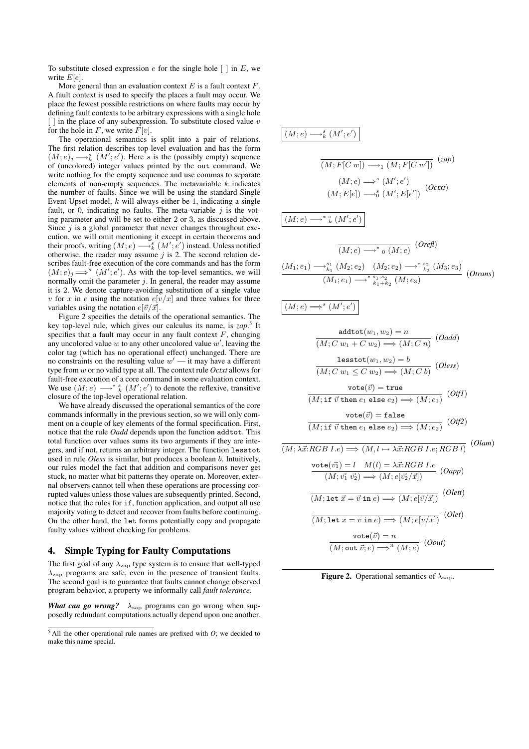To substitute closed expression $e$ for the single hole $[\ ]$ in $E$, we write $E[e]$.

More general than an evaluation context $E$ is a fault context $F$. A fault context is used to specify the places a fault may occur. We place the fewest possible restrictions on where faults may occur by defining fault contexts to be arbitrary expressions with a single hole $[\ ]$ in the place of any subexpression. To substitute closed value $v$ for the hole in $F$, we write $F[v]$.

The operational semantics is split into a pair of relations. The first relation describes top-level evaluation and has the form $(M;e)_j \longrightarrow^s_k (M';e')$. Here $s$ is the (possibly empty) sequence of (uncolored) integer values printed by the out command. We write nothing for the empty sequence and use commas to separate elements of non-empty sequences. The metavariable $k$ indicates the number of faults. Since we will be using the standard Single Event Upset model, $k$ will always either be 1, indicating a single fault, or 0, indicating no faults. The meta-variable $j$ is the voting parameter and will be set to either 2 or 3, as discussed above. Since $j$ is a global parameter that never changes throughout execution, we will omit mentioning it except in certain theorems and their proofs, writing $(M;e) \longrightarrow^s_k (M';e')$ instead. Unless notified otherwise, the reader may assume $j$ is 2. The second relation describes fault-free execution of the core commands and has the form $(M;e)_j \Longrightarrow^s (M';e')$. As with the top-level semantics, we will normally omit the parameter $j$. In general, the reader may assume it is 2. We denote capture-avoiding substitution of a single value $v$ for $x$ in $e$ using the notation $e[v/x]$ and three values for three variables using the notation $e[\vec{v}/\vec{x}]$.

Figure 2 specifies the details of the operational semantics. The key top-level rule, which gives our calculus its name, is *zap*.[5] It specifies that a fault may occur in any fault context $F$, changing any uncolored value $w$ to any other uncolored value $w'$, leaving the color tag (which has no operational effect) unchanged. There are no constraints on the resulting value $w'$ — it may have a different type from $w$ or no valid type at all. The context rule *Octxt* allows for fault-free execution of a core command in some evaluation context. We use $(M;e) \longrightarrow^{*}{}^s_k (M';e')$ to denote the reflexive, transitive closure of the top-level operational relation.

We have already discussed the operational semantics of the core commands informally in the previous section, so we will only comment on a couple of key elements of the formal specification. First, notice that the rule *Oadd* depends upon the function addtot. This total function over values sums its two arguments if they are integers, and if not, returns an arbitrary integer. The function lesstot used in rule *Oless* is similar, but produces a boolean $b$. Intuitively, our rules model the fact that addition and comparisons never get stuck, no matter what bit patterns they operate on. Moreover, external observers cannot tell when these operations are processing corrupted values unless those values are subsequently printed. Second, notice that the rules for if, function application, and output all use majority voting to detect and recover from faults before continuing. On the other hand, the let forms potentially copy and propagate faulty values without checking for problems.

## 4. Simple Typing for Faulty Computations

The first goal of any $\lambda_{\rm zap}$ type system is to ensure that well-typed $\lambda_{\rm zap}$ programs are safe, even in the presence of transient faults. The second goal is to guarantee that faults cannot change observed program behavior, a property we informally call *fault tolerance*.

***What can go wrong?*** $\lambda_{\rm zap}$ programs can go wrong when supposedly redundant computations actually depend upon one another.

[5] All the other operational rule names are prefixed with *O*; we decided to make this name special.

$\boxed{(M;e) \longrightarrow^s_k (M';e')}$

$$\frac{}{(M;F[C\ w]) \longrightarrow_1 (M;F[C\ w'])}\ (zap)$$

$$\frac{(M;e) \Longrightarrow^s (M';e')}{(M;E[e]) \longrightarrow^s_0 (M';E[e'])}\ (Octxt)$$

$\boxed{(M;e) \longrightarrow^{*}{}^s_k (M';e')}$

$$\frac{}{(M;e) \longrightarrow^{*}{}_0 (M;e)}\ (Orefl)$$

$$\frac{(M_1;e_1) \longrightarrow^{s_1}_{k_1} (M_2;e_2) \quad (M_2;e_2) \longrightarrow^{*}{}^{s_2}_{k_2} (M_3;e_3)}{(M_1;e_1) \longrightarrow^{*}{}^{s_1,s_2}_{k_1+k_2} (M;e_3)}\ (Otrans)$$

$\boxed{(M;e) \Longrightarrow^s (M';e')}$

$$\frac{\texttt{addtot}(w_1,w_2) = n}{(M;C\ w_1 + C\ w_2) \Longrightarrow (M;C\ n)}\ (Oadd)$$

$$\frac{\texttt{lesstot}(w_1,w_2) = b}{(M;C\ w_1 \leq C\ w_2) \Longrightarrow (M;C\ b)}\ (Oless)$$

$$\frac{\texttt{vote}(\vec{v}) = \texttt{true}}{(M;\texttt{if}\ \vec{v}\ \texttt{then}\ e_1\ \texttt{else}\ e_2) \Longrightarrow (M;e_1)}\ (OifI)$$

$$\frac{\texttt{vote}(\vec{v}) = \texttt{false}}{(M;\texttt{if}\ \vec{v}\ \texttt{then}\ e_1\ \texttt{else}\ e_2) \Longrightarrow (M;e_2)}\ (Oif2)$$

$$\frac{}{(M;\lambda\vec{x}{:}RGB\ I.e) \Longrightarrow (M, l \mapsto \lambda\vec{x}{:}RGB\ I.e; RGB\ l)}\ (Olam)$$

$$\frac{\texttt{vote}(\vec{v_1}) = l \quad M(l) = \lambda\vec{x}{:}RGB\ I.e}{(M;\vec{v_1}\ \vec{v_2}) \Longrightarrow (M;e[\vec{v_2}/\vec{x}])}\ (Oapp)$$

$$\frac{}{(M;\texttt{let}\ \vec{x} = \vec{v}\ \texttt{in}\ e) \Longrightarrow (M;e[\vec{v}/\vec{x}])}\ (Olett)$$

$$\frac{}{(M;\texttt{let}\ x = v\ \texttt{in}\ e) \Longrightarrow (M;e[v/x])}\ (Olet)$$

$$\frac{\texttt{vote}(\vec{v}) = n}{(M;\texttt{out}\ \vec{v};e) \Longrightarrow^n (M;e)}\ (Oout)$$

**Figure 2.** Operational semantics of $\lambda_{\rm zap}$.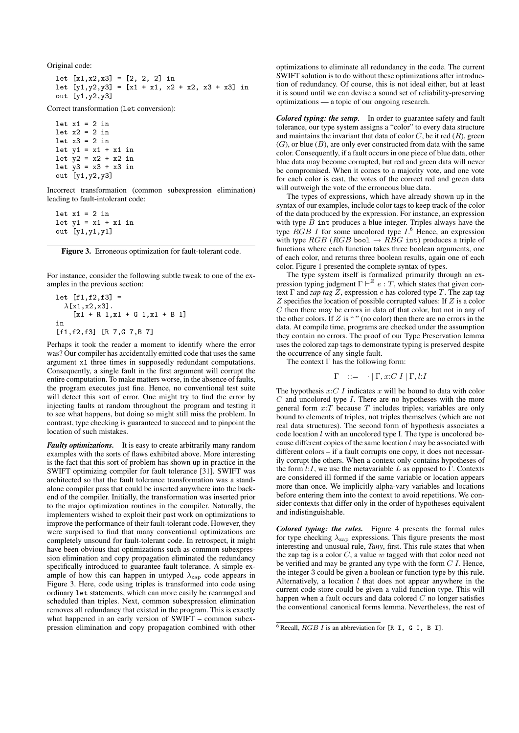Original code:

```
let [x1,x2,x3] = [2, 2, 2] in
let [y1,y2,y3] = [x1 + x1, x2 + x2, x3 + x3] in
out [y1,y2,y3]
```

Correct transformation (let conversion):

```
let x1 = 2 in
let x2 = 2 in
let x3 = 2 in
let y1 = x1 + x1 in
let y2 = x2 + x2 in
let y3 = x3 + x3 in
out [y1,y2,y3]
```

Incorrect transformation (common subexpression elimination) leading to fault-intolerant code:

```
let x1 = 2 in
let y1 = x1 + x1 in
out [y1,y1,y1]
```

**Figure 3.** Erroneous optimization for fault-tolerant code.

For instance, consider the following subtle tweak to one of the examples in the previous section:

```
let [f1,f2,f3] =
  λ[x1,x2,x3].
     [x1 + R 1,x1 + G 1,x1 + B 1]
in
[f1,f2,f3] [R 7,G 7,B 7]
```

Perhaps it took the reader a moment to identify where the error was? Our compiler has accidentally emitted code that uses the same argument x1 three times in supposedly redundant computations. Consequently, a single fault in the first argument will corrupt the entire computation. To make matters worse, in the absence of faults, the program executes just fine. Hence, no conventional test suite will detect this sort of error. One might try to find the error by injecting faults at random throughout the program and testing it to see what happens, but doing so might still miss the problem. In contrast, type checking is guaranteed to succeed and to pinpoint the location of such mistakes.

***Faulty optimizations.*** It is easy to create arbitrarily many random examples with the sorts of flaws exhibited above. More interesting is the fact that this sort of problem has shown up in practice in the SWIFT optimizing compiler for fault tolerance [31]. SWIFT was architected so that the fault tolerance transformation was a stand-alone compiler pass that could be inserted anywhere into the back-end of the compiler. Initially, the transformation was inserted prior to the major optimization routines in the compiler. Naturally, the implementers wished to exploit their past work on optimizations to improve the performance of their fault-tolerant code. However, they were surprised to find that many conventional optimizations are completely unsound for fault-tolerant code. In retrospect, it might have been obvious that optimizations such as common subexpression elimination and copy propagation eliminated the redundancy specifically introduced to guarantee fault tolerance. A simple example of how this can happen in untyped $\lambda_{\text{zap}}$ code appears in Figure 3. Here, code using triples is transformed into code using ordinary let statements, which can more easily be rearranged and scheduled than triples. Next, common subexpression elimination removes all redundancy that existed in the program. This is exactly what happened in an early version of SWIFT – common subexpression elimination and copy propagation combined with other optimizations to eliminate all redundancy in the code. The current SWIFT solution is to do without these optimizations after introduction of redundancy. Of course, this is not ideal either, but at least it is sound until we can devise a sound set of reliability-preserving optimizations — a topic of our ongoing research.

***Colored typing: the setup.*** In order to guarantee safety and fault tolerance, our type system assigns a "color" to every data structure and maintains the invariant that data of color $C$, be it red ($R$), green ($G$), or blue ($B$), are only ever constructed from data with the same color. Consequently, if a fault occurs in one piece of blue data, other blue data may become corrupted, but red and green data will never be compromised. When it comes to a majority vote, and one vote for each color is cast, the votes of the correct red and green data will outweigh the vote of the erroneous blue data.

The types of expressions, which have already shown up in the syntax of our examples, include color tags to keep track of the color of the data produced by the expression. For instance, an expression with type $B$ int produces a blue integer. Triples always have the type $RGB\ I$ for some uncolored type $I$.[6] Hence, an expression with type $RGB\ (RGB$ bool $\rightarrow RBG$ int$)$ produces a triple of functions where each function takes three boolean arguments, one of each color, and returns three boolean results, again one of each color. Figure 1 presented the complete syntax of types.

The type system itself is formalized primarily through an expression typing judgment $\Gamma \vdash^Z e : T$, which states that given context $\Gamma$ and *zap tag* $Z$, expression $e$ has colored type $T$. The zap tag $Z$ specifies the location of possible corrupted values: If $Z$ is a color $C$ then there may be errors in data of that color, but not in any of the other colors. If $Z$ is " " (no color) then there are no errors in the data. At compile time, programs are checked under the assumption they contain no errors. The proof of our Type Preservation lemma uses the colored zap tags to demonstrate typing is preserved despite the occurrence of any single fault.

The context $\Gamma$ has the following form:

$$\Gamma \quad ::= \quad \cdot \mid \Gamma, x{:}C\ I \mid \Gamma, l{:}I$$

The hypothesis $x{:}C\ I$ indicates $x$ will be bound to data with color $C$ and uncolored type $I$. There are no hypotheses with the more general form $x{:}T$ because $T$ includes triples; variables are only bound to elements of triples, not triples themselves (which are not real data structures). The second form of hypothesis associates a code location $l$ with an uncolored type I. The type is uncolored because different copies of the same location $l$ may be associated with different colors – if a fault corrupts one copy, it does not necessarily corrupt the others. When a context only contains hypotheses of the form $l{:}I$, we use the metavariable $L$ as opposed to $\Gamma$. Contexts are considered ill formed if the same variable or location appears more than once. We implicitly alpha-vary variables and locations before entering them into the context to avoid repetitions. We consider contexts that differ only in the order of hypotheses equivalent and indistinguishable.

***Colored typing: the rules.*** Figure 4 presents the formal rules for type checking $\lambda_{\text{zap}}$ expressions. This figure presents the most interesting and unusual rule, *Tany*, first. This rule states that when the zap tag is a color $C$, a value $w$ tagged with that color need not be verified and may be granted any type with the form $C\ I$. Hence, the integer 3 could be given a boolean or function type by this rule. Alternatively, a location $l$ that does not appear anywhere in the current code store could be given a valid function type. This will happen when a fault occurs and data colored $C$ no longer satisfies the conventional canonical forms lemma. Nevertheless, the rest of

[6] Recall, $RGB\ I$ is an abbreviation for [R I, G I, B I].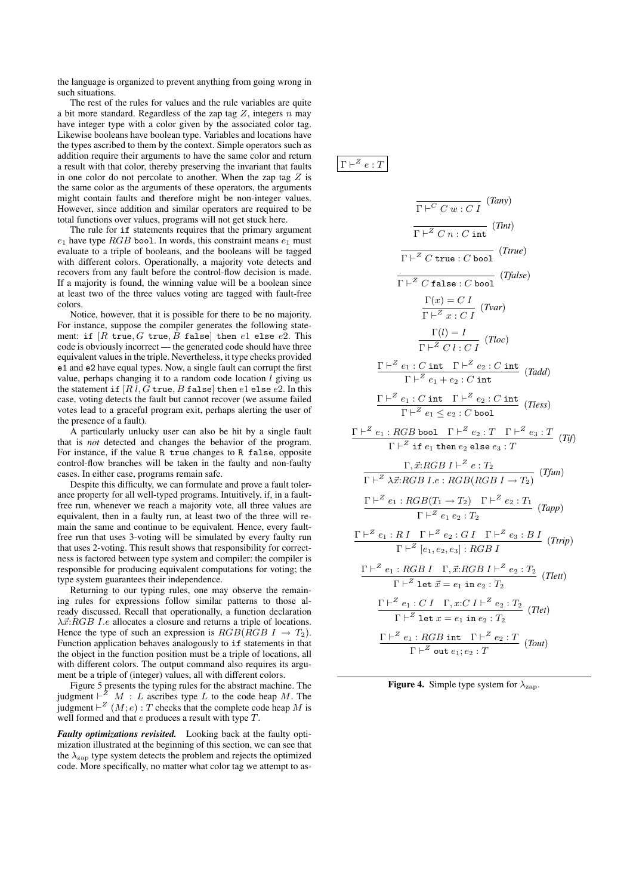the language is organized to prevent anything from going wrong in such situations.

The rest of the rules for values and the rule variables are quite a bit more standard. Regardless of the zap tag $Z$, integers $n$ may have integer type with a color given by the associated color tag. Likewise booleans have boolean type. Variables and locations have the types ascribed to them by the context. Simple operators such as addition require their arguments to have the same color and return a result with that color, thereby preserving the invariant that faults in one color do not percolate to another. When the zap tag $Z$ is the same color as the arguments of these operators, the arguments might contain faults and therefore might be non-integer values. However, since addition and similar operators are required to be total functions over values, programs will not get stuck here.

The rule for `if` statements requires that the primary argument $e_1$ have type $RGB$ `bool`. In words, this constraint means $e_1$ must evaluate to a triple of booleans, and the booleans will be tagged with different colors. Operationally, a majority vote detects and recovers from any fault before the control-flow decision is made. If a majority is found, the winning value will be a boolean since at least two of the three values voting are tagged with fault-free colors.

Notice, however, that it is possible for there to be no majority. For instance, suppose the compiler generates the following statement: `if` $[R$ `true`$, G$ `true`$, B$ `false`$]$ `then` $e1$ `else` $e2$. This code is obviously incorrect — the generated code should have three equivalent values in the triple. Nevertheless, it type checks provided `e1` and `e2` have equal types. Now, a single fault can corrupt the first value, perhaps changing it to a random code location $l$ giving us the statement `if` $[R\,l, G$ `true`$, B$ `false`$]$ `then` $e1$ `else` $e2$. In this case, voting detects the fault but cannot recover (we assume failed votes lead to a graceful program exit, perhaps alerting the user of the presence of a fault).

A particularly unlucky user can also be hit by a single fault that is *not* detected and changes the behavior of the program. For instance, if the value `R true` changes to `R false`, opposite control-flow branches will be taken in the faulty and non-faulty cases. In either case, programs remain safe.

Despite this difficulty, we can formulate and prove a fault tolerance property for all well-typed programs. Intuitively, if, in a fault-free run, whenever we reach a majority vote, all three values are equivalent, then in a faulty run, at least two of the three will remain the same and continue to be equivalent. Hence, every fault-free run that uses 3-voting will be simulated by every faulty run that uses 2-voting. This result shows that responsibility for correctness is factored between type system and compiler: the compiler is responsible for producing equivalent computations for voting; the type system guarantees their independence.

Returning to our typing rules, one may observe the remaining rules for expressions follow similar patterns to those already discussed. Recall that operationally, a function declaration $\lambda\vec{x}{:}RGB\;I.e$ allocates a closure and returns a triple of locations. Hence the type of such an expression is $RGB(RGB\;I \rightarrow T_2)$. Function application behaves analogously to `if` statements in that the object in the function position must be a triple of locations, all with different colors. The output command also requires its argument be a triple of (integer) values, all with different colors.

Figure 5 presents the typing rules for the abstract machine. The judgment $\vdash^Z M : L$ ascribes type $L$ to the code heap $M$. The judgment $\vdash^Z (M; e) : T$ checks that the complete code heap $M$ is well formed and that $e$ produces a result with type $T$.

***Faulty optimizations revisited.*** Looking back at the faulty optimization illustrated at the beginning of this section, we can see that the $\lambda_{\mathrm{zap}}$ type system detects the problem and rejects the optimized code. More specifically, no matter what color tag we attempt to as-

$\boxed{\Gamma \vdash^Z e : T}$

$$\frac{}{\Gamma \vdash^C C\;w : C\;I}\;(\textit{Tany})$$

$$\frac{}{\Gamma \vdash^Z C\;n : C\;\texttt{int}}\;(\textit{Tint})$$

$$\frac{}{\Gamma \vdash^Z C\;\texttt{true} : C\;\texttt{bool}}\;(\textit{Ttrue})$$

$$\frac{}{\Gamma \vdash^Z C\;\texttt{false} : C\;\texttt{bool}}\;(\textit{Tfalse})$$

$$\frac{\Gamma(x) = C\;I}{\Gamma \vdash^Z x : C\;I}\;(\textit{Tvar})$$

$$\frac{\Gamma(l) = I}{\Gamma \vdash^Z C\;l : C\;I}\;(\textit{Tloc})$$

$$\frac{\Gamma \vdash^Z e_1 : C\;\texttt{int} \quad \Gamma \vdash^Z e_2 : C\;\texttt{int}}{\Gamma \vdash^Z e_1 + e_2 : C\;\texttt{int}}\;(\textit{Tadd})$$

$$\frac{\Gamma \vdash^Z e_1 : C\;\texttt{int} \quad \Gamma \vdash^Z e_2 : C\;\texttt{int}}{\Gamma \vdash^Z e_1 \leq e_2 : C\;\texttt{bool}}\;(\textit{Tless})$$

$$\frac{\Gamma \vdash^Z e_1 : RGB\;\texttt{bool} \quad \Gamma \vdash^Z e_2 : T \quad \Gamma \vdash^Z e_3 : T}{\Gamma \vdash^Z \texttt{if}\;e_1\;\texttt{then}\;e_2\;\texttt{else}\;e_3 : T}\;(\textit{Tif})$$

$$\frac{\Gamma, \vec{x}{:}RGB\;I \vdash^Z e : T_2}{\Gamma \vdash^Z \lambda\vec{x}{:}RGB\;I.e : RGB(RGB\;I \rightarrow T_2)}\;(\textit{Tfun})$$

$$\frac{\Gamma \vdash^Z e_1 : RGB(T_1 \rightarrow T_2) \quad \Gamma \vdash^Z e_2 : T_1}{\Gamma \vdash^Z e_1\;e_2 : T_2}\;(\textit{Tapp})$$

$$\frac{\Gamma \vdash^Z e_1 : R\;I \quad \Gamma \vdash^Z e_2 : G\;I \quad \Gamma \vdash^Z e_3 : B\;I}{\Gamma \vdash^Z [e_1, e_2, e_3] : RGB\;I}\;(\textit{Ttrip})$$

$$\frac{\Gamma \vdash^Z e_1 : RGB\;I \quad \Gamma, \vec{x}{:}RGB\;I \vdash^Z e_2 : T_2}{\Gamma \vdash^Z \texttt{let}\;\vec{x} = e_1\;\texttt{in}\;e_2 : T_2}\;(\textit{Tlett})$$

$$\frac{\Gamma \vdash^Z e_1 : C\;I \quad \Gamma, x{:}C\;I \vdash^Z e_2 : T_2}{\Gamma \vdash^Z \texttt{let}\;x = e_1\;\texttt{in}\;e_2 : T_2}\;(\textit{Tlet})$$

$$\frac{\Gamma \vdash^Z e_1 : RGB\;\texttt{int} \quad \Gamma \vdash^Z e_2 : T}{\Gamma \vdash^Z \texttt{out}\;e_1; e_2 : T}\;(\textit{Tout})$$

**Figure 4.** Simple type system for $\lambda_{\mathrm{zap}}$.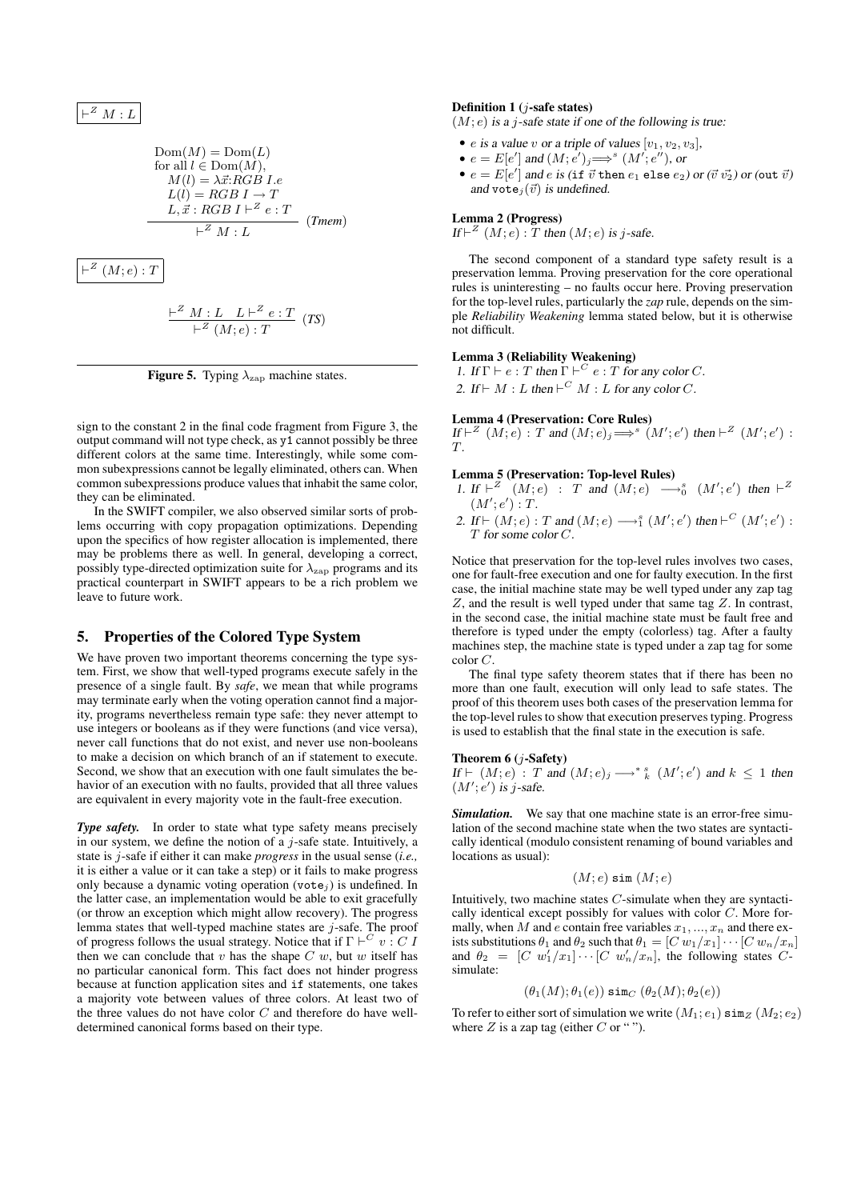$\boxed{\vdash^Z M : L}$

$$\frac{\begin{array}{l}\mathrm{Dom}(M) = \mathrm{Dom}(L)\\ \text{for all } l \in \mathrm{Dom}(M),\\ \quad M(l) = \lambda\vec{x}{:}RGB\ I.e\\ \quad L(l) = RGB\ I \rightarrow T\\ \quad L, \vec{x} : RGB\ I \vdash^Z e : T\end{array}}{\vdash^Z M : L} \ (Tmem)$$

$\boxed{\vdash^Z (M; e) : T}$

$$\frac{\vdash^Z M : L \quad L \vdash^Z e : T}{\vdash^Z (M; e) : T} \ (TS)$$

**Figure 5.** Typing $\lambda_{\text{zap}}$ machine states.

sign to the constant 2 in the final code fragment from Figure 3, the output command will not type check, as `y1` cannot possibly be three different colors at the same time. Interestingly, while some common subexpressions cannot be legally eliminated, others can. When common subexpressions produce values that inhabit the same color, they can be eliminated.

In the SWIFT compiler, we also observed similar sorts of problems occurring with copy propagation optimizations. Depending upon the specifics of how register allocation is implemented, there may be problems there as well. In general, developing a correct, possibly type-directed optimization suite for $\lambda_{\text{zap}}$ programs and its practical counterpart in SWIFT appears to be a rich problem we leave to future work.

## 5. Properties of the Colored Type System

We have proven two important theorems concerning the type system. First, we show that well-typed programs execute safely in the presence of a single fault. By *safe*, we mean that while programs may terminate early when the voting operation cannot find a majority, programs nevertheless remain type safe: they never attempt to use integers or booleans as if they were functions (and vice versa), never call functions that do not exist, and never use non-booleans to make a decision on which branch of an if statement to execute. Second, we show that an execution with one fault simulates the behavior of an execution with no faults, provided that all three values are equivalent in every majority vote in the fault-free execution.

***Type safety.*** In order to state what type safety means precisely in our system, we define the notion of a $j$-safe state. Intuitively, a state is $j$-safe if either it can make *progress* in the usual sense (*i.e.,* it is either a value or it can take a step) or it fails to make progress only because a dynamic voting operation ($\texttt{vote}_j$) is undefined. In the latter case, an implementation would be able to exit gracefully (or throw an exception which might allow recovery). The progress lemma states that well-typed machine states are $j$-safe. The proof of progress follows the usual strategy. Notice that if $\Gamma \vdash^C v : C\ I$ then we can conclude that $v$ has the shape $C\ w$, but $w$ itself has no particular canonical form. This fact does not hinder progress because at function application sites and `if` statements, one takes a majority vote between values of three colors. At least two of the three values do not have color $C$ and therefore do have well-determined canonical forms based on their type.

**Definition 1** (**$j$-safe states**)
*$(M; e)$ is a $j$-safe state if one of the following is true:*

- *$e$ is a value $v$ or a triple of values $[v_1, v_2, v_3]$,*
- *$e = E[e']$ and $(M; e')_j \Longrightarrow^s (M'; e'')$, or*
- *$e = E[e']$ and $e$ is (`if` $\vec{v}$ `then` $e_1$ `else` $e_2$) or ($\vec{v}\ \vec{v_2}$) or (`out` $\vec{v}$) and $\texttt{vote}_j(\vec{v})$ is undefined.*

**Lemma 2** (**Progress**)
*If $\vdash^Z (M; e) : T$ then $(M; e)$ is $j$-safe.*

The second component of a standard type safety result is a preservation lemma. Proving preservation for the core operational rules is uninteresting – no faults occur here. Proving preservation for the top-level rules, particularly the *zap* rule, depends on the simple *Reliability Weakening* lemma stated below, but it is otherwise not difficult.

**Lemma 3** (**Reliability Weakening**)

1. *If $\Gamma \vdash e : T$ then $\Gamma \vdash^C e : T$ for any color $C$.*
2. *If $\vdash M : L$ then $\vdash^C M : L$ for any color $C$.*

**Lemma 4** (**Preservation: Core Rules**)
*If $\vdash^Z (M; e) : T$ and $(M; e)_j \Longrightarrow^s (M'; e')$ then $\vdash^Z (M'; e') : T$.*

**Lemma 5** (**Preservation: Top-level Rules**)

1. *If $\vdash^Z (M; e) : T$ and $(M; e) \longrightarrow^s_0 (M'; e')$ then $\vdash^Z (M'; e') : T$.*
2. *If $\vdash (M; e) : T$ and $(M; e) \longrightarrow^s_1 (M'; e')$ then $\vdash^C (M'; e') : T$ for some color $C$.*

Notice that preservation for the top-level rules involves two cases, one for fault-free execution and one for faulty execution. In the first case, the initial machine state may be well typed under any zap tag $Z$, and the result is well typed under that same tag $Z$. In contrast, in the second case, the initial machine state must be fault free and therefore is typed under the empty (colorless) tag. After a faulty machines step, the machine state is typed under a zap tag for some color $C$.

The final type safety theorem states that if there has been no more than one fault, execution will only lead to safe states. The proof of this theorem uses both cases of the preservation lemma for the top-level rules to show that execution preserves typing. Progress is used to establish that the final state in the execution is safe.

**Theorem 6** (**$j$-Safety**)
*If $\vdash (M; e) : T$ and $(M; e)_j \longrightarrow^{*}{}^s_k (M'; e')$ and $k \leq 1$ then $(M'; e')$ is $j$-safe.*

***Simulation.*** We say that one machine state is an error-free simulation of the second machine state when the two states are syntactically identical (modulo consistent renaming of bound variables and locations as usual):

$$(M; e)\ \texttt{sim}\ (M; e)$$

Intuitively, two machine states $C$-simulate when they are syntactically identical except possibly for values with color $C$. More formally, when $M$ and $e$ contain free variables $x_1, ..., x_n$ and there exists substitutions $\theta_1$ and $\theta_2$ such that $\theta_1 = [C\ w_1/x_1] \cdots [C\ w_n/x_n]$ and $\theta_2 = [C\ w'_1/x_1] \cdots [C\ w'_n/x_n]$, the following states $C$-simulate:

$$(\theta_1(M); \theta_1(e))\ \texttt{sim}_C\ (\theta_2(M); \theta_2(e))$$

To refer to either sort of simulation we write $(M_1; e_1)\ \texttt{sim}_Z\ (M_2; e_2)$ where $Z$ is a zap tag (either $C$ or " ").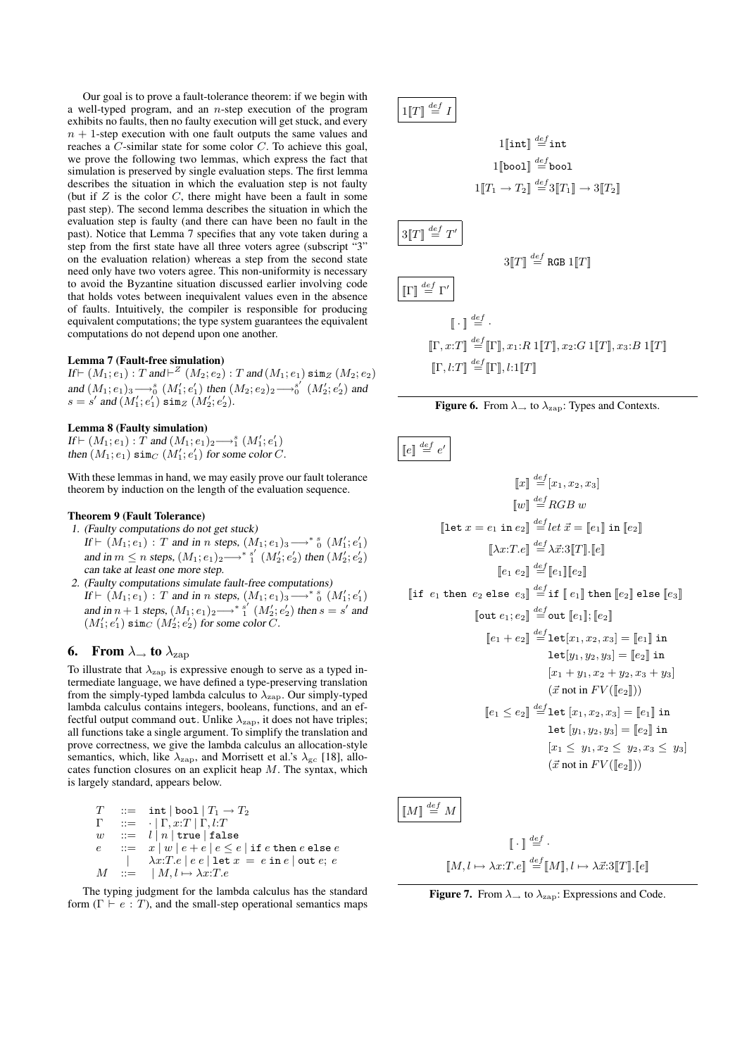Our goal is to prove a fault-tolerance theorem: if we begin with a well-typed program, and an $n$-step execution of the program exhibits no faults, then no faulty execution will get stuck, and every $n+1$-step execution with one fault outputs the same values and reaches a $C$-similar state for some color $C$. To achieve this goal, we prove the following two lemmas, which express the fact that simulation is preserved by single evaluation steps. The first lemma describes the situation in which the evaluation step is not faulty (but if $Z$ is the color $C$, there might have been a fault in some past step). The second lemma describes the situation in which the evaluation step is faulty (and there can have been no fault in the past). Notice that Lemma 7 specifies that any vote taken during a step from the first state have all three voters agree (subscript "3" on the evaluation relation) whereas a step from the second state need only have two voters agree. This non-uniformity is necessary to avoid the Byzantine situation discussed earlier involving code that holds votes between inequivalent values even in the absence of faults. Intuitively, the compiler is responsible for producing equivalent computations; the type system guarantees the equivalent computations do not depend upon one another.

**Lemma 7 (Fault-free simulation)**
*If* $\vdash (M_1; e_1) : T$ *and* $\vdash^Z (M_2; e_2) : T$ *and* $(M_1; e_1)\ \texttt{sim}_Z\ (M_2; e_2)$ *and* $(M_1; e_1)_3 \longrightarrow^s_0 (M_1'; e_1')$ *then* $(M_2; e_2)_2 \longrightarrow^{s'}_0 (M_2'; e_2')$ *and* $s = s'$ *and* $(M_1'; e_1')\ \texttt{sim}_Z\ (M_2'; e_2')$.

**Lemma 8 (Faulty simulation)**
*If* $\vdash (M_1; e_1) : T$ *and* $(M_1; e_1)_2 \longrightarrow^s_1 (M_1'; e_1')$ *then* $(M_1; e_1)\ \texttt{sim}_C\ (M_1'; e_1')$ *for some color* $C$.

With these lemmas in hand, we may easily prove our fault tolerance theorem by induction on the length of the evaluation sequence.

**Theorem 9 (Fault Tolerance)**

1. *(Faulty computations do not get stuck)*
   *If* $\vdash (M_1; e_1) : T$ *and in* $n$ *steps,* $(M_1; e_1)_3 \longrightarrow^{*\,s}_{\ 0} (M_1'; e_1')$ *and in* $m \leq n$ *steps,* $(M_1; e_1)_2 \longrightarrow^{*\,s'}_{\ 1} (M_2'; e_2')$ *then* $(M_2'; e_2')$ *can take at least one more step.*
2. *(Faulty computations simulate fault-free computations)*
   *If* $\vdash (M_1; e_1) : T$ *and in* $n$ *steps,* $(M_1; e_1)_3 \longrightarrow^{*\,s}_{\ 0} (M_1'; e_1')$ *and in* $n+1$ *steps,* $(M_1; e_1)_2 \longrightarrow^{*\,s'}_{\ 1} (M_2'; e_2')$ *then* $s = s'$ *and* $(M_1'; e_1')\ \texttt{sim}_C\ (M_2'; e_2')$ *for some color* $C$.

## 6. From $\lambda_\rightarrow$ to $\lambda_{\rm zap}$

To illustrate that $\lambda_{\rm zap}$ is expressive enough to serve as a typed intermediate language, we have defined a type-preserving translation from the simply-typed lambda calculus to $\lambda_{\rm zap}$. Our simply-typed lambda calculus contains integers, booleans, functions, and an effectful output command out. Unlike $\lambda_{\rm zap}$, it does not have triples; all functions take a single argument. To simplify the translation and prove correctness, we give the lambda calculus an allocation-style semantics, which, like $\lambda_{\rm zap}$, and Morrisett et al.'s $\lambda_{\rm gc}$ [18], allocates function closures on an explicit heap $M$. The syntax, which is largely standard, appears below.

$$
\begin{array}{lcl}
T & ::= & \texttt{int} \mid \texttt{bool} \mid T_1 \rightarrow T_2 \\
\Gamma & ::= & \cdot \mid \Gamma, x{:}T \mid \Gamma, l{:}T \\
w & ::= & l \mid n \mid \texttt{true} \mid \texttt{false} \\
e & ::= & x \mid w \mid e + e \mid e \leq e \mid \texttt{if}\ e\ \texttt{then}\ e\ \texttt{else}\ e \\
  & \mid & \lambda x{:}T.e \mid e\ e \mid \texttt{let}\ x\ =\ e\ \texttt{in}\ e \mid \texttt{out}\ e;\ e \\
M & ::= & \mid M, l \mapsto \lambda x{:}T.e
\end{array}
$$

The typing judgment for the lambda calculus has the standard form ($\Gamma \vdash e : T$), and the small-step operational semantics maps

$$\boxed{1[\![T]\!] \stackrel{def}{=} I}$$

$$
\begin{array}{c}
1[\![\texttt{int}]\!] \stackrel{def}{=} \texttt{int} \\
1[\![\texttt{bool}]\!] \stackrel{def}{=} \texttt{bool} \\
1[\![T_1 \rightarrow T_2]\!] \stackrel{def}{=} 3[\![T_1]\!] \rightarrow 3[\![T_2]\!]
\end{array}
$$

$$\boxed{3[\![T]\!] \stackrel{def}{=} T'}$$

$$3[\![T]\!] \stackrel{def}{=} \texttt{RGB}\ 1[\![T]\!]$$

$$\boxed{[\![\Gamma]\!] \stackrel{def}{=} \Gamma'}$$

$$
\begin{array}{l}
[\![\ \cdot\ ]\!] \stackrel{def}{=} \cdot \\
[\![\Gamma, x{:}T]\!] \stackrel{def}{=} [\![\Gamma]\!], x_1{:}R\ 1[\![T]\!], x_2{:}G\ 1[\![T]\!], x_3{:}B\ 1[\![T]\!] \\
[\![\Gamma, l{:}T]\!] \stackrel{def}{=} [\![\Gamma]\!], l{:}1[\![T]\!]
\end{array}
$$

**Figure 6.** From $\lambda_\rightarrow$ to $\lambda_{\rm zap}$: Types and Contexts.

$$\boxed{[\![e]\!] \stackrel{def}{=} e'}$$

$$
\begin{array}{rcl}
[\![x]\!] & \stackrel{def}{=} & [x_1, x_2, x_3] \\
[\![w]\!] & \stackrel{def}{=} & RGB\ w \\
[\![\texttt{let}\ x = e_1\ \texttt{in}\ e_2]\!] & \stackrel{def}{=} & let\ \vec{x} = [\![e_1]\!]\ \texttt{in}\ [\![e_2]\!] \\
[\![\lambda x{:}T.e]\!] & \stackrel{def}{=} & \lambda \vec{x}{:}3[\![T]\!].[\![e]\!] \\
[\![e_1\ e_2]\!] & \stackrel{def}{=} & [\![e_1]\!][\![e_2]\!] \\
[\![\texttt{if}\ e_1\ \texttt{then}\ e_2\ \texttt{else}\ e_3]\!] & \stackrel{def}{=} & \texttt{if}\ [\![\ e_1]\!]\ \texttt{then}\ [\![e_2]\!]\ \texttt{else}\ [\![e_3]\!] \\
[\![\texttt{out}\ e_1; e_2]\!] & \stackrel{def}{=} & \texttt{out}\ [\![e_1]\!]; [\![e_2]\!] \\
[\![e_1 + e_2]\!] & \stackrel{def}{=} & \texttt{let}[x_1, x_2, x_3] = [\![e_1]\!]\ \texttt{in} \\
 & & \texttt{let}[y_1, y_2, y_3] = [\![e_2]\!]\ \texttt{in} \\
 & & [x_1 + y_1, x_2 + y_2, x_3 + y_3] \\
 & & (\vec{x}\ \text{not in}\ FV([\![e_2]\!])) \\
[\![e_1 \leq e_2]\!] & \stackrel{def}{=} & \texttt{let}\ [x_1, x_2, x_3] = [\![e_1]\!]\ \texttt{in} \\
 & & \texttt{let}\ [y_1, y_2, y_3] = [\![e_2]\!]\ \texttt{in} \\
 & & [x_1 \leq\ y_1, x_2 \leq\ y_2, x_3 \leq\ y_3] \\
 & & (\vec{x}\ \text{not in}\ FV([\![e_2]\!]))
\end{array}
$$

$$\boxed{[\![M]\!] \stackrel{def}{=} M}$$

$$
\begin{array}{l}
[\![\ \cdot\ ]\!] \stackrel{def}{=} \cdot \\
[\![M, l \mapsto \lambda x{:}T.e]\!] \stackrel{def}{=} [\![M]\!], l \mapsto \lambda \vec{x}{:}3[\![T]\!].[\![e]\!]
\end{array}
$$

**Figure 7.** From $\lambda_\rightarrow$ to $\lambda_{\rm zap}$: Expressions and Code.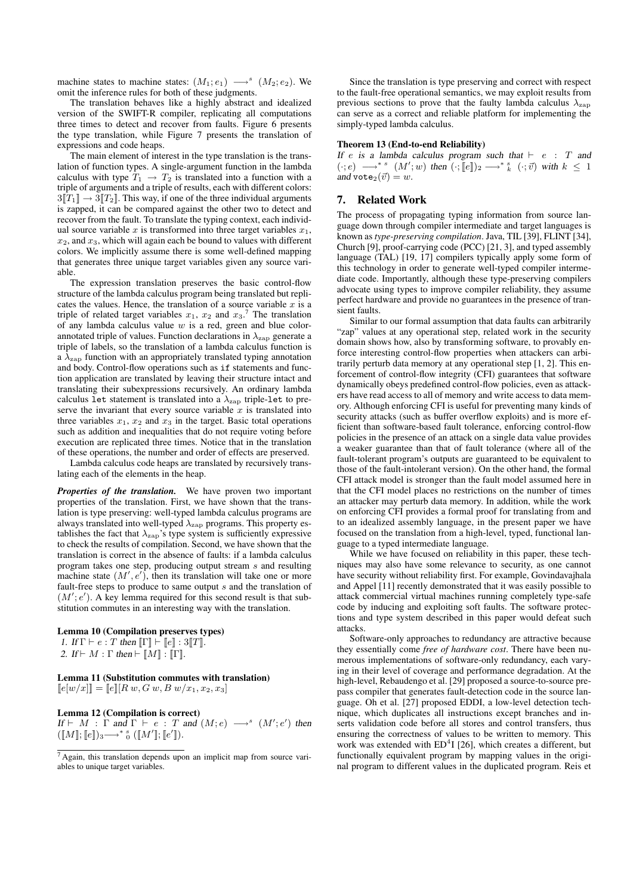machine states to machine states: $(M_1; e_1) \longrightarrow^s (M_2; e_2)$. We omit the inference rules for both of these judgments.

The translation behaves like a highly abstract and idealized version of the SWIFT-R compiler, replicating all computations three times to detect and recover from faults. Figure 6 presents the type translation, while Figure 7 presents the translation of expressions and code heaps.

The main element of interest in the type translation is the translation of function types. A single-argument function in the lambda calculus with type $T_1 \rightarrow T_2$ is translated into a function with a triple of arguments and a triple of results, each with different colors: $3[\![T_1]\!] \rightarrow 3[\![T_2]\!]$. This way, if one of the three individual arguments is zapped, it can be compared against the other two to detect and recover from the fault. To translate the typing context, each individual source variable $x$ is transformed into three target variables $x_1$, $x_2$, and $x_3$, which will again each be bound to values with different colors. We implicitly assume there is some well-defined mapping that generates three unique target variables given any source variable.

The expression translation preserves the basic control-flow structure of the lambda calculus program being translated but replicates the values. Hence, the translation of a source variable $x$ is a triple of related target variables $x_1$, $x_2$ and $x_3$.[7] The translation of any lambda calculus value $w$ is a red, green and blue color-annotated triple of values. Function declarations in $\lambda_{\text{zap}}$ generate a triple of labels, so the translation of a lambda calculus function is a $\lambda_{\text{zap}}$ function with an appropriately translated typing annotation and body. Control-flow operations such as `if` statements and function application are translated by leaving their structure intact and translating their subexpressions recursively. An ordinary lambda calculus `let` statement is translated into a $\lambda_{\text{zap}}$ triple-`let` to preserve the invariant that every source variable $x$ is translated into three variables $x_1$, $x_2$ and $x_3$ in the target. Basic total operations such as addition and inequalities that do not require voting before execution are replicated three times. Notice that in the translation of these operations, the number and order of effects are preserved.

Lambda calculus code heaps are translated by recursively translating each of the elements in the heap.

***Properties of the translation.*** We have proven two important properties of the translation. First, we have shown that the translation is type preserving: well-typed lambda calculus programs are always translated into well-typed $\lambda_{\text{zap}}$ programs. This property establishes the fact that $\lambda_{\text{zap}}$'s type system is sufficiently expressive to check the results of compilation. Second, we have shown that the translation is correct in the absence of faults: if a lambda calculus program takes one step, producing output stream $s$ and resulting machine state $(M'; e')$, then its translation will take one or more fault-free steps to produce to same output $s$ and the translation of $(M'; e')$. A key lemma required for this second result is that substitution commutes in an interesting way with the translation.

**Lemma 10 (Compilation preserves types)**
*1. If $\Gamma \vdash e : T$ then $[\![\Gamma]\!] \vdash [\![e]\!] : 3[\![T]\!]$.*
*2. If $\vdash M : \Gamma$ then $\vdash [\![M]\!] : [\![\Gamma]\!]$.*

**Lemma 11 (Substitution commutes with translation)**
$[\![e[w/x]]\!] = [\![e]\!][R\ w, G\ w, B\ w/x_1, x_2, x_3]$

**Lemma 12 (Compilation is correct)**
*If $\vdash M : \Gamma$ and $\Gamma \vdash e : T$ and $(M; e) \longrightarrow^s (M'; e')$ then $([\![M]\!]; [\![e]\!])_3 \longrightarrow^{*}{}^{s}_{0} ([\![M']\!]; [\![e']\!])$.*

[7] Again, this translation depends upon an implicit map from source variables to unique target variables.

Since the translation is type preserving and correct with respect to the fault-free operational semantics, we may exploit results from previous sections to prove that the faulty lambda calculus $\lambda_{\text{zap}}$ can serve as a correct and reliable platform for implementing the simply-typed lambda calculus.

**Theorem 13 (End-to-end Reliability)**
*If $e$ is a lambda calculus program such that $\vdash e : T$ and $(\cdot; e) \longrightarrow^{*}{}^{s} (M'; w)$ then $(\cdot; [\![e]\!])_2 \longrightarrow^{*}{}^{s}_{k} (\cdot; \vec{v})$ with $k \leq 1$ and $\texttt{vote}_2(\vec{v}) = w$.*

## 7. Related Work

The process of propagating typing information from source language down through compiler intermediate and target languages is known as *type-preserving compilation*. Java, TIL [39], FLINT [34], Church [9], proof-carrying code (PCC) [21, 3], and typed assembly language (TAL) [19, 17] compilers typically apply some form of this technology in order to generate well-typed compiler intermediate code. Importantly, although these type-preserving compilers advocate using types to improve compiler reliability, they assume perfect hardware and provide no guarantees in the presence of transient faults.

Similar to our formal assumption that data faults can arbitrarily "zap" values at any operational step, related work in the security domain shows how, also by transforming software, to provably enforce interesting control-flow properties when attackers can arbitrarily perturb data memory at any operational step [1, 2]. This enforcement of control-flow integrity (CFI) guarantees that software dynamically obeys predefined control-flow policies, even as attackers have read access to all of memory and write access to data memory. Although enforcing CFI is useful for preventing many kinds of security attacks (such as buffer overflow exploits) and is more efficient than software-based fault tolerance, enforcing control-flow policies in the presence of an attack on a single data value provides a weaker guarantee than that of fault tolerance (where all of the fault-tolerant program's outputs are guaranteed to be equivalent to those of the fault-intolerant version). On the other hand, the formal CFI attack model is stronger than the fault model assumed here in that the CFI model places no restrictions on the number of times an attacker may perturb data memory. In addition, while the work on enforcing CFI provides a formal proof for translating from and to an idealized assembly language, in the present paper we have focused on the translation from a high-level, typed, functional language to a typed intermediate language.

While we have focused on reliability in this paper, these techniques may also have some relevance to security, as one cannot have security without reliability first. For example, Govindavajhala and Appel [11] recently demonstrated that it was easily possible to attack commercial virtual machines running completely type-safe code by inducing and exploiting soft faults. The software protections and type system described in this paper would defeat such attacks.

Software-only approaches to redundancy are attractive because they essentially come *free of hardware cost*. There have been numerous implementations of software-only redundancy, each varying in their level of coverage and performance degradation. At the high-level, Rebaudengo et al. [29] proposed a source-to-source prepass compiler that generates fault-detection code in the source language. Oh et al. [27] proposed EDDI, a low-level detection technique, which duplicates all instructions except branches and inserts validation code before all stores and control transfers, thus ensuring the correctness of values to be written to memory. This work was extended with $\text{ED}^4\text{I}$ [26], which creates a different, but functionally equivalent program by mapping values in the original program to different values in the duplicated program. Reis et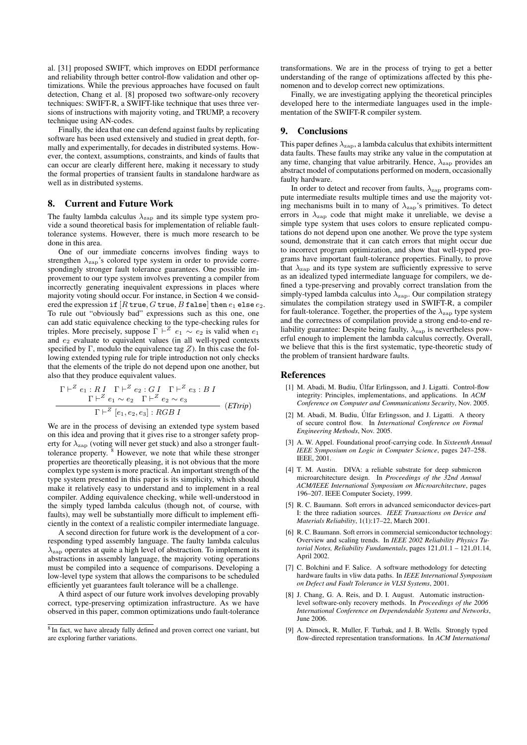al. [31] proposed SWIFT, which improves on EDDI performance and reliability through better control-flow validation and other optimizations. While the previous approaches have focused on fault detection, Chang et al. [8] proposed two software-only recovery techniques: SWIFT-R, a SWIFT-like technique that uses three versions of instructions with majority voting, and TRUMP, a recovery technique using AN-codes.

Finally, the idea that one can defend against faults by replicating software has been used extensively and studied in great depth, formally and experimentally, for decades in distributed systems. However, the context, assumptions, constraints, and kinds of faults that can occur are clearly different here, making it necessary to study the formal properties of transient faults in standalone hardware as well as in distributed systems.

## 8. Current and Future Work

The faulty lambda calculus $\lambda_{\rm zap}$ and its simple type system provide a sound theoretical basis for implementation of reliable fault-tolerance systems. However, there is much more research to be done in this area.

One of our immediate concerns involves finding ways to strengthen $\lambda_{\rm zap}$'s colored type system in order to provide correspondingly stronger fault tolerance guarantees. One possible improvement to our type system involves preventing a compiler from incorrectly generating inequivalent expressions in places where majority voting should occur. For instance, in Section 4 we considered the expression $\texttt{if}\ [R\ \texttt{true}, G\ \texttt{true}, B\ \texttt{false}]\ \texttt{then}\ e_1\ \texttt{else}\ e_2$. To rule out "obviously bad" expressions such as this one, one can add static equivalence checking to the type-checking rules for triples. More precisely, suppose $\Gamma \vdash^Z e_1 \sim e_2$ is valid when $e_1$ and $e_2$ evaluate to equivalent values (in all well-typed contexts specified by $\Gamma$, modulo the equivalence tag $Z$). In this case the following extended typing rule for triple introduction not only checks that the elements of the triple do not depend upon one another, but also that they produce equivalent values.

$$\frac{\Gamma \vdash^Z e_1 : R\ I \quad \Gamma \vdash^Z e_2 : G\ I \quad \Gamma \vdash^Z e_3 : B\ I \qquad \Gamma \vdash^Z e_1 \sim e_2 \quad \Gamma \vdash^Z e_2 \sim e_3}{\Gamma \vdash^Z [e_1, e_2, e_3] : RGB\ I}\ (\textit{ETtrip})$$

We are in the process of devising an extended type system based on this idea and proving that it gives rise to a stronger safety property for $\lambda_{\rm zap}$ (voting will never get stuck) and also a stronger fault-tolerance property. [8] However, we note that while these stronger properties are theoretically pleasing, it is not obvious that the more complex type system is more practical. An important strength of the type system presented in this paper is its simplicity, which should make it relatively easy to understand and to implement in a real compiler. Adding equivalence checking, while well-understood in the simply typed lambda calculus (though not, of course, with faults), may well be substantially more difficult to implement efficiently in the context of a realistic compiler intermediate language.

A second direction for future work is the development of a corresponding typed assembly language. The faulty lambda calculus $\lambda_{\rm zap}$ operates at quite a high level of abstraction. To implement its abstractions in assembly language, the majority voting operations must be compiled into a sequence of comparisons. Developing a low-level type system that allows the comparisons to be scheduled efficiently yet guarantees fault tolerance will be a challenge.

A third aspect of our future work involves developing provably correct, type-preserving optimization infrastructure. As we have observed in this paper, common optimizations undo fault-tolerance transformations. We are in the process of trying to get a better understanding of the range of optimizations affected by this phenomenon and to develop correct new optimizations.

Finally, we are investigating applying the theoretical principles developed here to the intermediate languages used in the implementation of the SWIFT-R compiler system.

[8] In fact, we have already fully defined and proven correct one variant, but are exploring further variations.

## 9. Conclusions

This paper defines $\lambda_{\rm zap}$, a lambda calculus that exhibits intermittent data faults. These faults may strike any value in the computation at any time, changing that value arbitrarily. Hence, $\lambda_{\rm zap}$ provides an abstract model of computations performed on modern, occasionally faulty hardware.

In order to detect and recover from faults, $\lambda_{\rm zap}$ programs compute intermediate results multiple times and use the majority voting mechanisms built in to many of $\lambda_{\rm zap}$'s primitives. To detect errors in $\lambda_{\rm zap}$ code that might make it unreliable, we devise a simple type system that uses colors to ensure replicated computations do not depend upon one another. We prove the type system sound, demonstrate that it can catch errors that might occur due to incorrect program optimization, and show that well-typed programs have important fault-tolerance properties. Finally, to prove that $\lambda_{\rm zap}$ and its type system are sufficiently expressive to serve as an idealized typed intermediate language for compilers, we defined a type-preserving and provably correct translation from the simply-typed lambda calculus into $\lambda_{\rm zap}$. Our compilation strategy simulates the compilation strategy used in SWIFT-R, a compiler for fault-tolerance. Together, the properties of the $\lambda_{\rm zap}$ type system and the correctness of compilation provide a strong end-to-end reliability guarantee: Despite being faulty, $\lambda_{\rm zap}$ is nevertheless powerful enough to implement the lambda calculus correctly. Overall, we believe that this is the first systematic, type-theoretic study of the problem of transient hardware faults.

## References

[1] M. Abadi, M. Budiu, Úlfar Erlingsson, and J. Ligatti. Control-flow integrity: Principles, implementations, and applications. In *ACM Conference on Computer and Communications Security*, Nov. 2005.

[2] M. Abadi, M. Budiu, Úlfar Erlingsson, and J. Ligatti. A theory of secure control flow. In *International Conference on Formal Engineering Methods*, Nov. 2005.

[3] A. W. Appel. Foundational proof-carrying code. In *Sixteenth Annual IEEE Symposium on Logic in Computer Science*, pages 247–258. IEEE, 2001.

[4] T. M. Austin. DIVA: a reliable substrate for deep submicron microarchitecture design. In *Proceedings of the 32nd Annual ACM/IEEE International Symposium on Microarchitecture*, pages 196–207. IEEE Computer Society, 1999.

[5] R. C. Baumann. Soft errors in advanced semiconductor devices-part I: the three radiation sources. *IEEE Transactions on Device and Materials Reliability*, 1(1):17–22, March 2001.

[6] R. C. Baumann. Soft errors in commercial semiconductor technology: Overview and scaling trends. In *IEEE 2002 Reliability Physics Tutorial Notes, Reliability Fundamentals*, pages 121_01.1 – 121_01.14, April 2002.

[7] C. Bolchini and F. Salice. A software methodology for detecting hardware faults in vliw data paths. In *IEEE International Symposium on Defect and Fault Tolerance in VLSI Systems*, 2001.

[8] J. Chang, G. A. Reis, and D. I. August. Automatic instruction-level software-only recovery methods. In *Proceedings of the 2006 International Conference on Dependendable Systems and Networks*, June 2006.

[9] A. Dimock, R. Muller, F. Turbak, and J. B. Wells. Strongly typed flow-directed representation transformations. In *ACM International*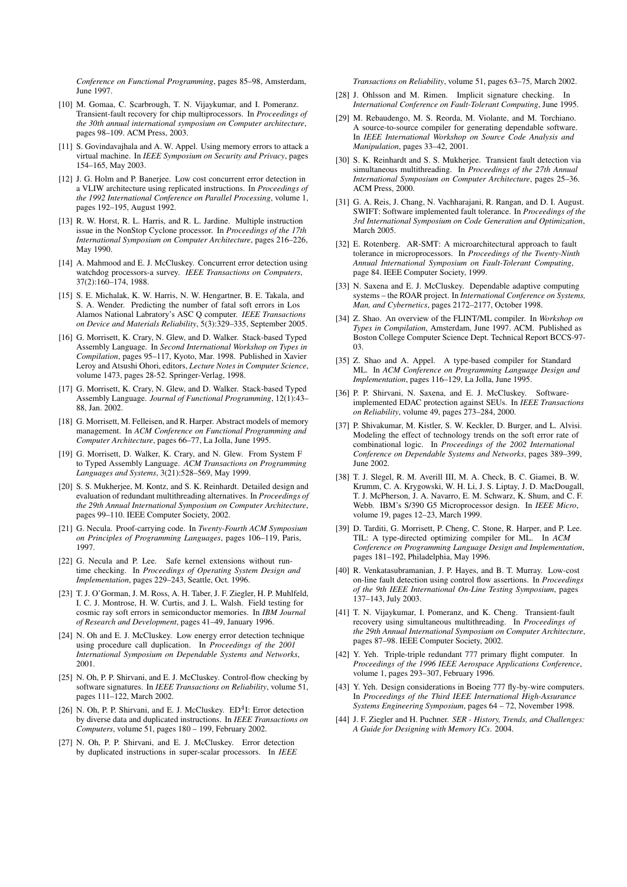*Conference on Functional Programming*, pages 85–98, Amsterdam, June 1997.

[10] M. Gomaa, C. Scarbrough, T. N. Vijaykumar, and I. Pomeranz. Transient-fault recovery for chip multiprocessors. In *Proceedings of the 30th annual international symposium on Computer architecture*, pages 98–109. ACM Press, 2003.

[11] S. Govindavajhala and A. W. Appel. Using memory errors to attack a virtual machine. In *IEEE Symposium on Security and Privacy*, pages 154–165, May 2003.

[12] J. G. Holm and P. Banerjee. Low cost concurrent error detection in a VLIW architecture using replicated instructions. In *Proceedings of the 1992 International Conference on Parallel Processing*, volume 1, pages 192–195, August 1992.

[13] R. W. Horst, R. L. Harris, and R. L. Jardine. Multiple instruction issue in the NonStop Cyclone processor. In *Proceedings of the 17th International Symposium on Computer Architecture*, pages 216–226, May 1990.

[14] A. Mahmood and E. J. McCluskey. Concurrent error detection using watchdog processors-a survey. *IEEE Transactions on Computers*, 37(2):160–174, 1988.

[15] S. E. Michalak, K. W. Harris, N. W. Hengartner, B. E. Takala, and S. A. Wender. Predicting the number of fatal soft errors in Los Alamos National Laboratory's ASC Q computer. *IEEE Transactions on Device and Materials Reliability*, 5(3):329–335, September 2005.

[16] G. Morrisett, K. Crary, N. Glew, and D. Walker. Stack-based Typed Assembly Language. In *Second International Workshop on Types in Compilation*, pages 95–117, Kyoto, Mar. 1998. Published in Xavier Leroy and Atsushi Ohori, editors, *Lecture Notes in Computer Science*, volume 1473, pages 28-52. Springer-Verlag, 1998.

[17] G. Morrisett, K. Crary, N. Glew, and D. Walker. Stack-based Typed Assembly Language. *Journal of Functional Programming*, 12(1):43–88, Jan. 2002.

[18] G. Morrisett, M. Felleisen, and R. Harper. Abstract models of memory management. In *ACM Conference on Functional Programming and Computer Architecture*, pages 66–77, La Jolla, June 1995.

[19] G. Morrisett, D. Walker, K. Crary, and N. Glew. From System F to Typed Assembly Language. *ACM Transactions on Programming Languages and Systems*, 3(21):528–569, May 1999.

[20] S. S. Mukherjee, M. Kontz, and S. K. Reinhardt. Detailed design and evaluation of redundant multithreading alternatives. In *Proceedings of the 29th Annual International Symposium on Computer Architecture*, pages 99–110. IEEE Computer Society, 2002.

[21] G. Necula. Proof-carrying code. In *Twenty-Fourth ACM Symposium on Principles of Programming Languages*, pages 106–119, Paris, 1997.

[22] G. Necula and P. Lee. Safe kernel extensions without run-time checking. In *Proceedings of Operating System Design and Implementation*, pages 229–243, Seattle, Oct. 1996.

[23] T. J. O'Gorman, J. M. Ross, A. H. Taber, J. F. Ziegler, H. P. Muhlfeld, I. C. J. Montrose, H. W. Curtis, and J. L. Walsh. Field testing for cosmic ray soft errors in semiconductor memories. In *IBM Journal of Research and Development*, pages 41–49, January 1996.

[24] N. Oh and E. J. McCluskey. Low energy error detection technique using procedure call duplication. In *Proceedings of the 2001 International Symposium on Dependable Systems and Networks*, 2001.

[25] N. Oh, P. P. Shirvani, and E. J. McCluskey. Control-flow checking by software signatures. In *IEEE Transactions on Reliability*, volume 51, pages 111–122, March 2002.

[26] N. Oh, P. P. Shirvani, and E. J. McCluskey. ED$^4$I: Error detection by diverse data and duplicated instructions. In *IEEE Transactions on Computers*, volume 51, pages 180 – 199, February 2002.

[27] N. Oh, P. P. Shirvani, and E. J. McCluskey. Error detection by duplicated instructions in super-scalar processors. In *IEEE Transactions on Reliability*, volume 51, pages 63–75, March 2002.

[28] J. Ohlsson and M. Rimen. Implicit signature checking. In *International Conference on Fault-Tolerant Computing*, June 1995.

[29] M. Rebaudengo, M. S. Reorda, M. Violante, and M. Torchiano. A source-to-source compiler for generating dependable software. In *IEEE International Workshop on Source Code Analysis and Manipulation*, pages 33–42, 2001.

[30] S. K. Reinhardt and S. S. Mukherjee. Transient fault detection via simultaneous multithreading. In *Proceedings of the 27th Annual International Symposium on Computer Architecture*, pages 25–36. ACM Press, 2000.

[31] G. A. Reis, J. Chang, N. Vachharajani, R. Rangan, and D. I. August. SWIFT: Software implemented fault tolerance. In *Proceedings of the 3rd International Symposium on Code Generation and Optimization*, March 2005.

[32] E. Rotenberg. AR-SMT: A microarchitectural approach to fault tolerance in microprocessors. In *Proceedings of the Twenty-Ninth Annual International Symposium on Fault-Tolerant Computing*, page 84. IEEE Computer Society, 1999.

[33] N. Saxena and E. J. McCluskey. Dependable adaptive computing systems – the ROAR project. In *International Conference on Systems, Man, and Cybernetics*, pages 2172–2177, October 1998.

[34] Z. Shao. An overview of the FLINT/ML compiler. In *Workshop on Types in Compilation*, Amsterdam, June 1997. ACM. Published as Boston College Computer Science Dept. Technical Report BCCS-97-03.

[35] Z. Shao and A. Appel. A type-based compiler for Standard ML. In *ACM Conference on Programming Language Design and Implementation*, pages 116–129, La Jolla, June 1995.

[36] P. P. Shirvani, N. Saxena, and E. J. McCluskey. Software-implemented EDAC protection against SEUs. In *IEEE Transactions on Reliability*, volume 49, pages 273–284, 2000.

[37] P. Shivakumar, M. Kistler, S. W. Keckler, D. Burger, and L. Alvisi. Modeling the effect of technology trends on the soft error rate of combinational logic. In *Proceedings of the 2002 International Conference on Dependable Systems and Networks*, pages 389–399, June 2002.

[38] T. J. Slegel, R. M. Averill III, M. A. Check, B. C. Giamei, B. W. Krumm, C. A. Krygowski, W. H. Li, J. S. Liptay, J. D. MacDougall, T. J. McPherson, J. A. Navarro, E. M. Schwarz, K. Shum, and C. F. Webb. IBM's S/390 G5 Microprocessor design. In *IEEE Micro*, volume 19, pages 12–23, March 1999.

[39] D. Tarditi, G. Morrisett, P. Cheng, C. Stone, R. Harper, and P. Lee. TIL: A type-directed optimizing compiler for ML. In *ACM Conference on Programming Language Design and Implementation*, pages 181–192, Philadelphia, May 1996.

[40] R. Venkatasubramanian, J. P. Hayes, and B. T. Murray. Low-cost on-line fault detection using control flow assertions. In *Proceedings of the 9th IEEE International On-Line Testing Symposium*, pages 137–143, July 2003.

[41] T. N. Vijaykumar, I. Pomeranz, and K. Cheng. Transient-fault recovery using simultaneous multithreading. In *Proceedings of the 29th Annual International Symposium on Computer Architecture*, pages 87–98. IEEE Computer Society, 2002.

[42] Y. Yeh. Triple-triple redundant 777 primary flight computer. In *Proceedings of the 1996 IEEE Aerospace Applications Conference*, volume 1, pages 293–307, February 1996.

[43] Y. Yeh. Design considerations in Boeing 777 fly-by-wire computers. In *Proceedings of the Third IEEE International High-Assurance Systems Engineering Symposium*, pages 64 – 72, November 1998.

[44] J. F. Ziegler and H. Puchner. *SER - History, Trends, and Challenges: A Guide for Designing with Memory ICs*. 2004.